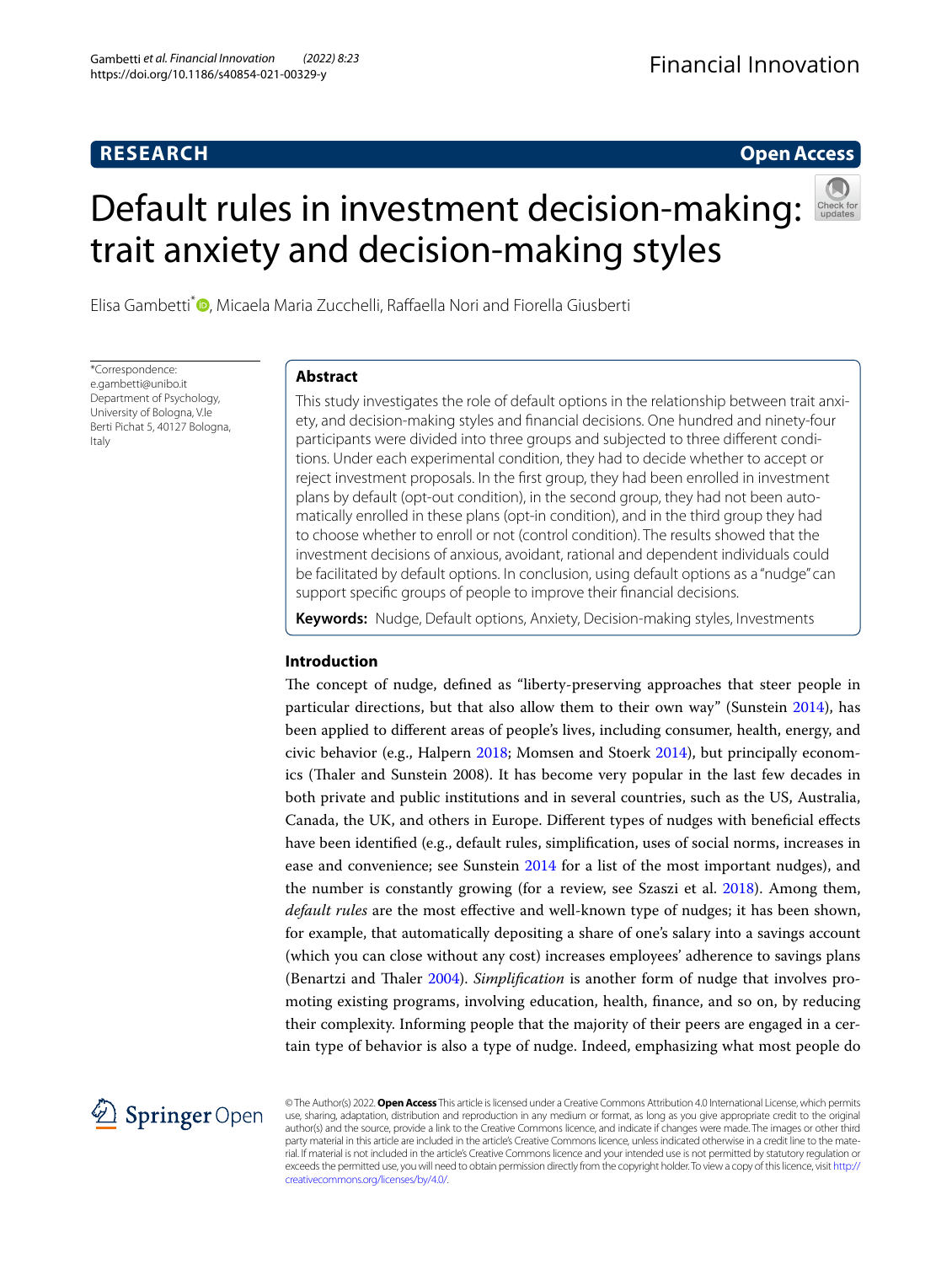RESEARCH

Open Access

# Default rules in investment decision-making: trait anxiety and decision-making styles

Elisa Gambetti*, Micaela Maria Zucchelli, Raffaella Nori and Fiorella Giusberti

*Correspondence: e.gambetti@unibo.it
Department of Psychology, University of Bologna, V.le Berti Pichat 5, 40127 Bologna, Italy

## Abstract

This study investigates the role of default options in the relationship between trait anxiety, and decision-making styles and financial decisions. One hundred and ninety-four participants were divided into three groups and subjected to three different conditions. Under each experimental condition, they had to decide whether to accept or reject investment proposals. In the first group, they had been enrolled in investment plans by default (opt-out condition), in the second group, they had not been automatically enrolled in these plans (opt-in condition), and in the third group they had to choose whether to enroll or not (control condition). The results showed that the investment decisions of anxious, avoidant, rational and dependent individuals could be facilitated by default options. In conclusion, using default options as a "nudge" can support specific groups of people to improve their financial decisions.

**Keywords:** Nudge, Default options, Anxiety, Decision-making styles, Investments

## Introduction

The concept of nudge, defined as "liberty-preserving approaches that steer people in particular directions, but that also allow them to their own way" (Sunstein 2014), has been applied to different areas of people's lives, including consumer, health, energy, and civic behavior (e.g., Halpern 2018; Momsen and Stoerk 2014), but principally economics (Thaler and Sunstein 2008). It has become very popular in the last few decades in both private and public institutions and in several countries, such as the US, Australia, Canada, the UK, and others in Europe. Different types of nudges with beneficial effects have been identified (e.g., default rules, simplification, uses of social norms, increases in ease and convenience; see Sunstein 2014 for a list of the most important nudges), and the number is constantly growing (for a review, see Szaszi et al. 2018). Among them, *default rules* are the most effective and well-known type of nudges; it has been shown, for example, that automatically depositing a share of one's salary into a savings account (which you can close without any cost) increases employees' adherence to savings plans (Benartzi and Thaler 2004). *Simplification* is another form of nudge that involves promoting existing programs, involving education, health, finance, and so on, by reducing their complexity. Informing people that the majority of their peers are engaged in a certain type of behavior is also a type of nudge. Indeed, emphasizing what most people do

© The Author(s) 2022. **Open Access** This article is licensed under a Creative Commons Attribution 4.0 International License, which permits use, sharing, adaptation, distribution and reproduction in any medium or format, as long as you give appropriate credit to the original author(s) and the source, provide a link to the Creative Commons licence, and indicate if changes were made. The images or other third party material in this article are included in the article's Creative Commons licence, unless indicated otherwise in a credit line to the material. If material is not included in the article's Creative Commons licence and your intended use is not permitted by statutory regulation or exceeds the permitted use, you will need to obtain permission directly from the copyright holder. To view a copy of this licence, visit http://creativecommons.org/licenses/by/4.0/.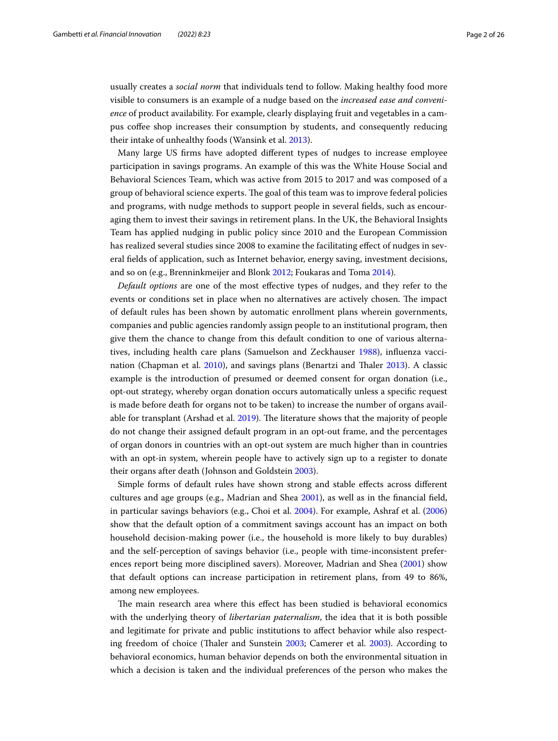usually creates a *social norm* that individuals tend to follow. Making healthy food more visible to consumers is an example of a nudge based on the *increased ease and convenience* of product availability. For example, clearly displaying fruit and vegetables in a campus coffee shop increases their consumption by students, and consequently reducing their intake of unhealthy foods (Wansink et al. 2013).

Many large US firms have adopted different types of nudges to increase employee participation in savings programs. An example of this was the White House Social and Behavioral Sciences Team, which was active from 2015 to 2017 and was composed of a group of behavioral science experts. The goal of this team was to improve federal policies and programs, with nudge methods to support people in several fields, such as encouraging them to invest their savings in retirement plans. In the UK, the Behavioral Insights Team has applied nudging in public policy since 2010 and the European Commission has realized several studies since 2008 to examine the facilitating effect of nudges in several fields of application, such as Internet behavior, energy saving, investment decisions, and so on (e.g., Brenninkmeijer and Blonk 2012; Foukaras and Toma 2014).

*Default options* are one of the most effective types of nudges, and they refer to the events or conditions set in place when no alternatives are actively chosen. The impact of default rules has been shown by automatic enrollment plans wherein governments, companies and public agencies randomly assign people to an institutional program, then give them the chance to change from this default condition to one of various alternatives, including health care plans (Samuelson and Zeckhauser 1988), influenza vaccination (Chapman et al. 2010), and savings plans (Benartzi and Thaler 2013). A classic example is the introduction of presumed or deemed consent for organ donation (i.e., opt-out strategy, whereby organ donation occurs automatically unless a specific request is made before death for organs not to be taken) to increase the number of organs available for transplant (Arshad et al. 2019). The literature shows that the majority of people do not change their assigned default program in an opt-out frame, and the percentages of organ donors in countries with an opt-out system are much higher than in countries with an opt-in system, wherein people have to actively sign up to a register to donate their organs after death (Johnson and Goldstein 2003).

Simple forms of default rules have shown strong and stable effects across different cultures and age groups (e.g., Madrian and Shea 2001), as well as in the financial field, in particular savings behaviors (e.g., Choi et al. 2004). For example, Ashraf et al. (2006) show that the default option of a commitment savings account has an impact on both household decision-making power (i.e., the household is more likely to buy durables) and the self-perception of savings behavior (i.e., people with time-inconsistent preferences report being more disciplined savers). Moreover, Madrian and Shea (2001) show that default options can increase participation in retirement plans, from 49 to 86%, among new employees.

The main research area where this effect has been studied is behavioral economics with the underlying theory of *libertarian paternalism*, the idea that it is both possible and legitimate for private and public institutions to affect behavior while also respecting freedom of choice (Thaler and Sunstein 2003; Camerer et al. 2003). According to behavioral economics, human behavior depends on both the environmental situation in which a decision is taken and the individual preferences of the person who makes the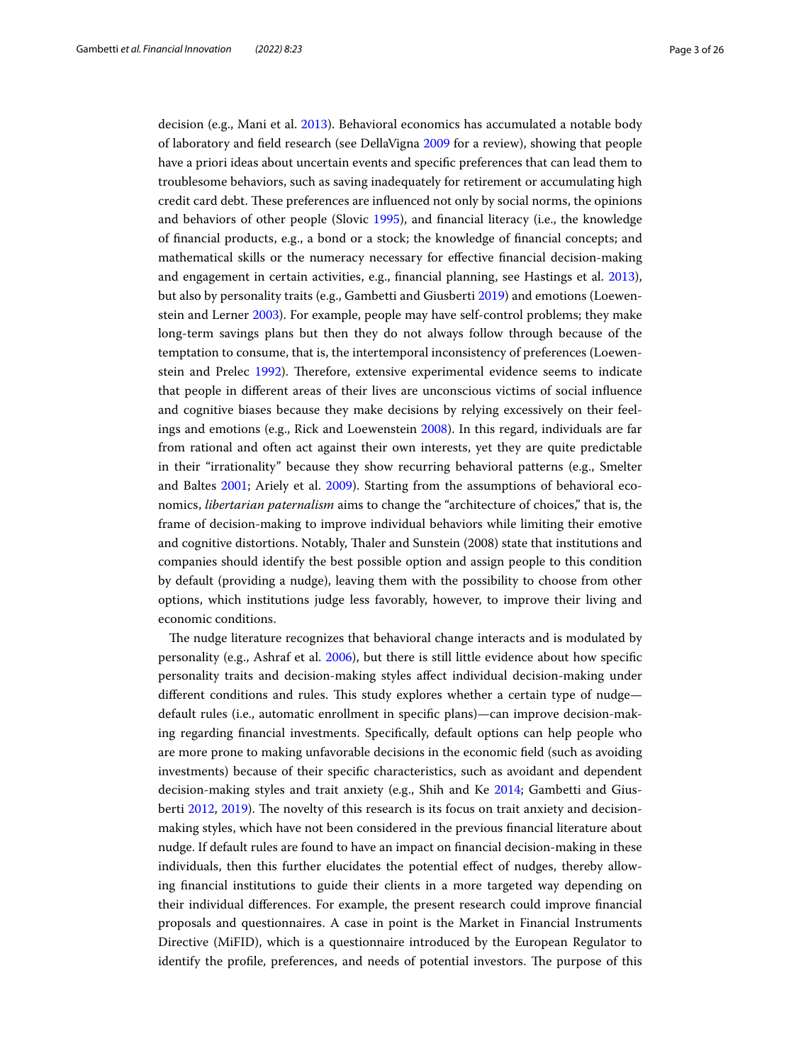decision (e.g., Mani et al. 2013). Behavioral economics has accumulated a notable body of laboratory and field research (see DellaVigna 2009 for a review), showing that people have a priori ideas about uncertain events and specific preferences that can lead them to troublesome behaviors, such as saving inadequately for retirement or accumulating high credit card debt. These preferences are influenced not only by social norms, the opinions and behaviors of other people (Slovic 1995), and financial literacy (i.e., the knowledge of financial products, e.g., a bond or a stock; the knowledge of financial concepts; and mathematical skills or the numeracy necessary for effective financial decision-making and engagement in certain activities, e.g., financial planning, see Hastings et al. 2013), but also by personality traits (e.g., Gambetti and Giusberti 2019) and emotions (Loewenstein and Lerner 2003). For example, people may have self-control problems; they make long-term savings plans but then they do not always follow through because of the temptation to consume, that is, the intertemporal inconsistency of preferences (Loewenstein and Prelec 1992). Therefore, extensive experimental evidence seems to indicate that people in different areas of their lives are unconscious victims of social influence and cognitive biases because they make decisions by relying excessively on their feelings and emotions (e.g., Rick and Loewenstein 2008). In this regard, individuals are far from rational and often act against their own interests, yet they are quite predictable in their "irrationality" because they show recurring behavioral patterns (e.g., Smelter and Baltes 2001; Ariely et al. 2009). Starting from the assumptions of behavioral economics, *libertarian paternalism* aims to change the "architecture of choices," that is, the frame of decision-making to improve individual behaviors while limiting their emotive and cognitive distortions. Notably, Thaler and Sunstein (2008) state that institutions and companies should identify the best possible option and assign people to this condition by default (providing a nudge), leaving them with the possibility to choose from other options, which institutions judge less favorably, however, to improve their living and economic conditions.

The nudge literature recognizes that behavioral change interacts and is modulated by personality (e.g., Ashraf et al. 2006), but there is still little evidence about how specific personality traits and decision-making styles affect individual decision-making under different conditions and rules. This study explores whether a certain type of nudge—default rules (i.e., automatic enrollment in specific plans)—can improve decision-making regarding financial investments. Specifically, default options can help people who are more prone to making unfavorable decisions in the economic field (such as avoiding investments) because of their specific characteristics, such as avoidant and dependent decision-making styles and trait anxiety (e.g., Shih and Ke 2014; Gambetti and Giusberti 2012, 2019). The novelty of this research is its focus on trait anxiety and decision-making styles, which have not been considered in the previous financial literature about nudge. If default rules are found to have an impact on financial decision-making in these individuals, then this further elucidates the potential effect of nudges, thereby allowing financial institutions to guide their clients in a more targeted way depending on their individual differences. For example, the present research could improve financial proposals and questionnaires. A case in point is the Market in Financial Instruments Directive (MiFID), which is a questionnaire introduced by the European Regulator to identify the profile, preferences, and needs of potential investors. The purpose of this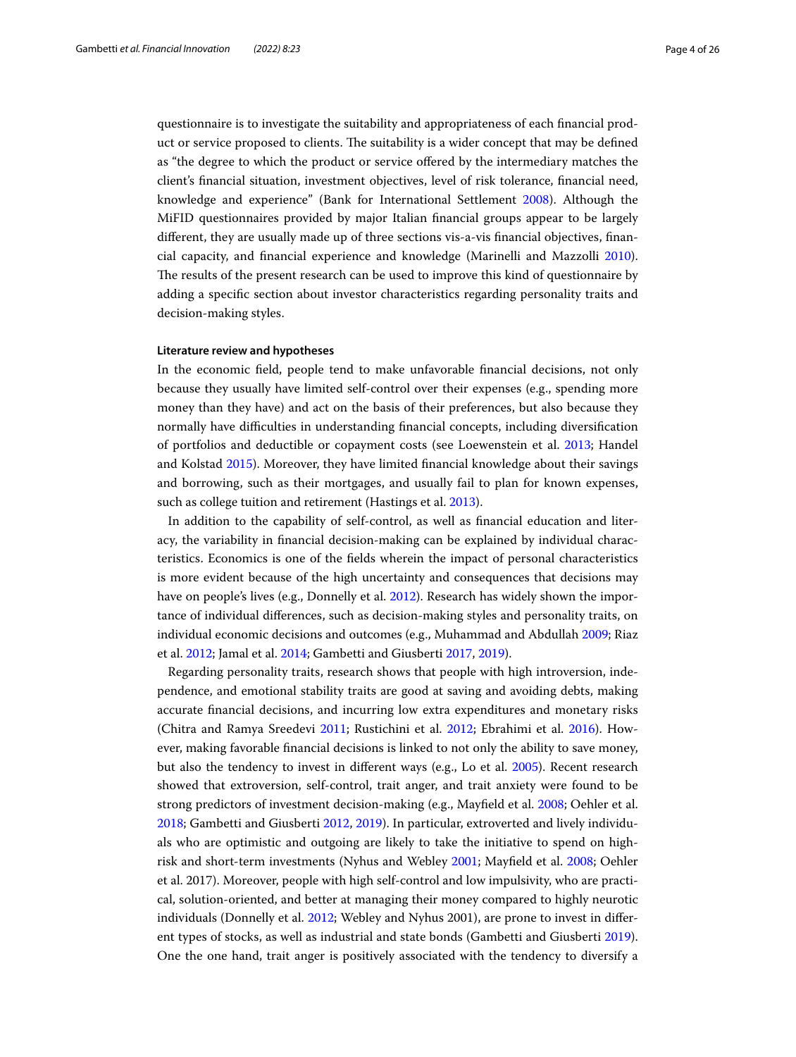questionnaire is to investigate the suitability and appropriateness of each financial product or service proposed to clients. The suitability is a wider concept that may be defined as "the degree to which the product or service offered by the intermediary matches the client's financial situation, investment objectives, level of risk tolerance, financial need, knowledge and experience" (Bank for International Settlement 2008). Although the MiFID questionnaires provided by major Italian financial groups appear to be largely different, they are usually made up of three sections vis-a-vis financial objectives, financial capacity, and financial experience and knowledge (Marinelli and Mazzolli 2010). The results of the present research can be used to improve this kind of questionnaire by adding a specific section about investor characteristics regarding personality traits and decision-making styles.

## Literature review and hypotheses

In the economic field, people tend to make unfavorable financial decisions, not only because they usually have limited self-control over their expenses (e.g., spending more money than they have) and act on the basis of their preferences, but also because they normally have difficulties in understanding financial concepts, including diversification of portfolios and deductible or copayment costs (see Loewenstein et al. 2013; Handel and Kolstad 2015). Moreover, they have limited financial knowledge about their savings and borrowing, such as their mortgages, and usually fail to plan for known expenses, such as college tuition and retirement (Hastings et al. 2013).

In addition to the capability of self-control, as well as financial education and literacy, the variability in financial decision-making can be explained by individual characteristics. Economics is one of the fields wherein the impact of personal characteristics is more evident because of the high uncertainty and consequences that decisions may have on people's lives (e.g., Donnelly et al. 2012). Research has widely shown the importance of individual differences, such as decision-making styles and personality traits, on individual economic decisions and outcomes (e.g., Muhammad and Abdullah 2009; Riaz et al. 2012; Jamal et al. 2014; Gambetti and Giusberti 2017, 2019).

Regarding personality traits, research shows that people with high introversion, independence, and emotional stability traits are good at saving and avoiding debts, making accurate financial decisions, and incurring low extra expenditures and monetary risks (Chitra and Ramya Sreedevi 2011; Rustichini et al. 2012; Ebrahimi et al. 2016). However, making favorable financial decisions is linked to not only the ability to save money, but also the tendency to invest in different ways (e.g., Lo et al. 2005). Recent research showed that extroversion, self-control, trait anger, and trait anxiety were found to be strong predictors of investment decision-making (e.g., Mayfield et al. 2008; Oehler et al. 2018; Gambetti and Giusberti 2012, 2019). In particular, extroverted and lively individuals who are optimistic and outgoing are likely to take the initiative to spend on high-risk and short-term investments (Nyhus and Webley 2001; Mayfield et al. 2008; Oehler et al. 2017). Moreover, people with high self-control and low impulsivity, who are practical, solution-oriented, and better at managing their money compared to highly neurotic individuals (Donnelly et al. 2012; Webley and Nyhus 2001), are prone to invest in different types of stocks, as well as industrial and state bonds (Gambetti and Giusberti 2019). One the one hand, trait anger is positively associated with the tendency to diversify a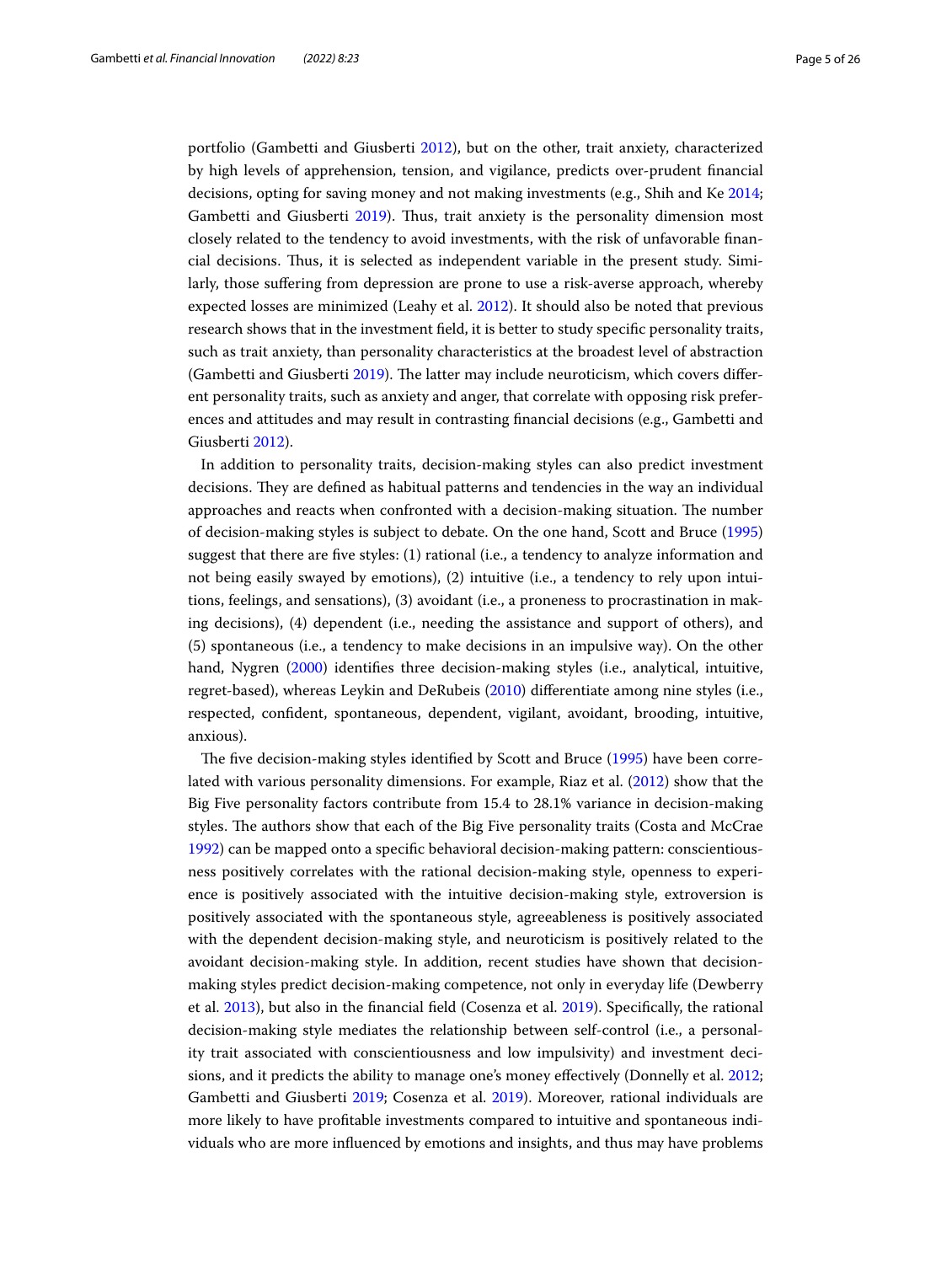portfolio (Gambetti and Giusberti 2012), but on the other, trait anxiety, characterized by high levels of apprehension, tension, and vigilance, predicts over-prudent financial decisions, opting for saving money and not making investments (e.g., Shih and Ke 2014; Gambetti and Giusberti 2019). Thus, trait anxiety is the personality dimension most closely related to the tendency to avoid investments, with the risk of unfavorable financial decisions. Thus, it is selected as independent variable in the present study. Similarly, those suffering from depression are prone to use a risk-averse approach, whereby expected losses are minimized (Leahy et al. 2012). It should also be noted that previous research shows that in the investment field, it is better to study specific personality traits, such as trait anxiety, than personality characteristics at the broadest level of abstraction (Gambetti and Giusberti 2019). The latter may include neuroticism, which covers different personality traits, such as anxiety and anger, that correlate with opposing risk preferences and attitudes and may result in contrasting financial decisions (e.g., Gambetti and Giusberti 2012).

In addition to personality traits, decision-making styles can also predict investment decisions. They are defined as habitual patterns and tendencies in the way an individual approaches and reacts when confronted with a decision-making situation. The number of decision-making styles is subject to debate. On the one hand, Scott and Bruce (1995) suggest that there are five styles: (1) rational (i.e., a tendency to analyze information and not being easily swayed by emotions), (2) intuitive (i.e., a tendency to rely upon intuitions, feelings, and sensations), (3) avoidant (i.e., a proneness to procrastination in making decisions), (4) dependent (i.e., needing the assistance and support of others), and (5) spontaneous (i.e., a tendency to make decisions in an impulsive way). On the other hand, Nygren (2000) identifies three decision-making styles (i.e., analytical, intuitive, regret-based), whereas Leykin and DeRubeis (2010) differentiate among nine styles (i.e., respected, confident, spontaneous, dependent, vigilant, avoidant, brooding, intuitive, anxious).

The five decision-making styles identified by Scott and Bruce (1995) have been correlated with various personality dimensions. For example, Riaz et al. (2012) show that the Big Five personality factors contribute from 15.4 to 28.1% variance in decision-making styles. The authors show that each of the Big Five personality traits (Costa and McCrae 1992) can be mapped onto a specific behavioral decision-making pattern: conscientiousness positively correlates with the rational decision-making style, openness to experience is positively associated with the intuitive decision-making style, extroversion is positively associated with the spontaneous style, agreeableness is positively associated with the dependent decision-making style, and neuroticism is positively related to the avoidant decision-making style. In addition, recent studies have shown that decision-making styles predict decision-making competence, not only in everyday life (Dewberry et al. 2013), but also in the financial field (Cosenza et al. 2019). Specifically, the rational decision-making style mediates the relationship between self-control (i.e., a personality trait associated with conscientiousness and low impulsivity) and investment decisions, and it predicts the ability to manage one's money effectively (Donnelly et al. 2012; Gambetti and Giusberti 2019; Cosenza et al. 2019). Moreover, rational individuals are more likely to have profitable investments compared to intuitive and spontaneous individuals who are more influenced by emotions and insights, and thus may have problems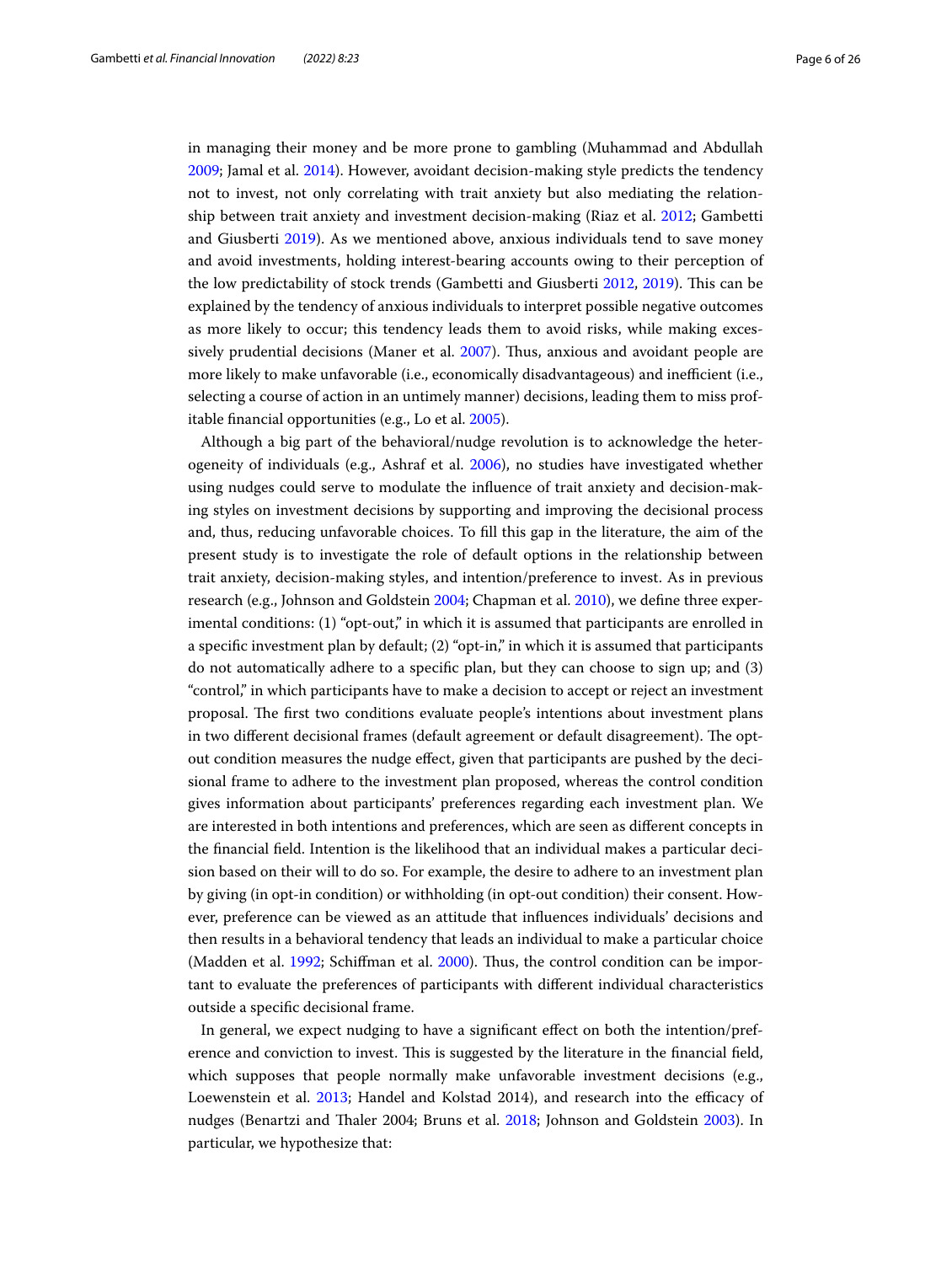in managing their money and be more prone to gambling (Muhammad and Abdullah 2009; Jamal et al. 2014). However, avoidant decision-making style predicts the tendency not to invest, not only correlating with trait anxiety but also mediating the relationship between trait anxiety and investment decision-making (Riaz et al. 2012; Gambetti and Giusberti 2019). As we mentioned above, anxious individuals tend to save money and avoid investments, holding interest-bearing accounts owing to their perception of the low predictability of stock trends (Gambetti and Giusberti 2012, 2019). This can be explained by the tendency of anxious individuals to interpret possible negative outcomes as more likely to occur; this tendency leads them to avoid risks, while making excessively prudential decisions (Maner et al. 2007). Thus, anxious and avoidant people are more likely to make unfavorable (i.e., economically disadvantageous) and inefficient (i.e., selecting a course of action in an untimely manner) decisions, leading them to miss profitable financial opportunities (e.g., Lo et al. 2005).

Although a big part of the behavioral/nudge revolution is to acknowledge the heterogeneity of individuals (e.g., Ashraf et al. 2006), no studies have investigated whether using nudges could serve to modulate the influence of trait anxiety and decision-making styles on investment decisions by supporting and improving the decisional process and, thus, reducing unfavorable choices. To fill this gap in the literature, the aim of the present study is to investigate the role of default options in the relationship between trait anxiety, decision-making styles, and intention/preference to invest. As in previous research (e.g., Johnson and Goldstein 2004; Chapman et al. 2010), we define three experimental conditions: (1) "opt-out," in which it is assumed that participants are enrolled in a specific investment plan by default; (2) "opt-in," in which it is assumed that participants do not automatically adhere to a specific plan, but they can choose to sign up; and (3) "control," in which participants have to make a decision to accept or reject an investment proposal. The first two conditions evaluate people's intentions about investment plans in two different decisional frames (default agreement or default disagreement). The opt-out condition measures the nudge effect, given that participants are pushed by the decisional frame to adhere to the investment plan proposed, whereas the control condition gives information about participants' preferences regarding each investment plan. We are interested in both intentions and preferences, which are seen as different concepts in the financial field. Intention is the likelihood that an individual makes a particular decision based on their will to do so. For example, the desire to adhere to an investment plan by giving (in opt-in condition) or withholding (in opt-out condition) their consent. However, preference can be viewed as an attitude that influences individuals' decisions and then results in a behavioral tendency that leads an individual to make a particular choice (Madden et al. 1992; Schiffman et al. 2000). Thus, the control condition can be important to evaluate the preferences of participants with different individual characteristics outside a specific decisional frame.

In general, we expect nudging to have a significant effect on both the intention/preference and conviction to invest. This is suggested by the literature in the financial field, which supposes that people normally make unfavorable investment decisions (e.g., Loewenstein et al. 2013; Handel and Kolstad 2014), and research into the efficacy of nudges (Benartzi and Thaler 2004; Bruns et al. 2018; Johnson and Goldstein 2003). In particular, we hypothesize that: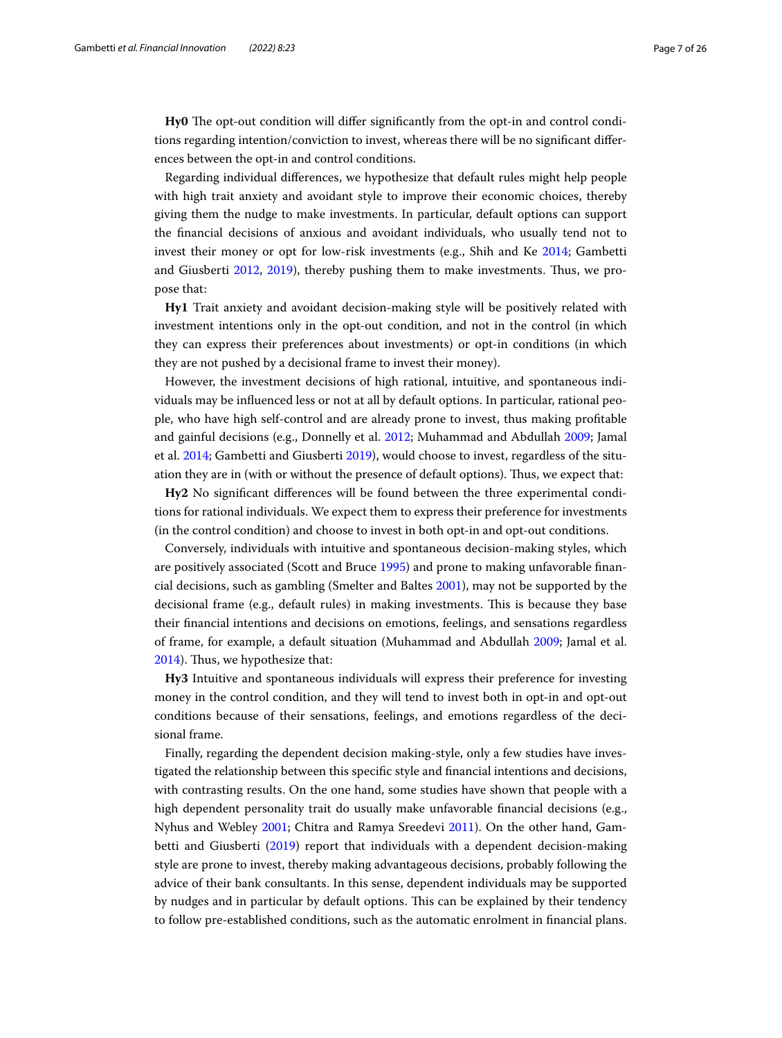**Hy0** The opt-out condition will differ significantly from the opt-in and control conditions regarding intention/conviction to invest, whereas there will be no significant differences between the opt-in and control conditions.

Regarding individual differences, we hypothesize that default rules might help people with high trait anxiety and avoidant style to improve their economic choices, thereby giving them the nudge to make investments. In particular, default options can support the financial decisions of anxious and avoidant individuals, who usually tend not to invest their money or opt for low-risk investments (e.g., Shih and Ke 2014; Gambetti and Giusberti 2012, 2019), thereby pushing them to make investments. Thus, we propose that:

**Hy1** Trait anxiety and avoidant decision-making style will be positively related with investment intentions only in the opt-out condition, and not in the control (in which they can express their preferences about investments) or opt-in conditions (in which they are not pushed by a decisional frame to invest their money).

However, the investment decisions of high rational, intuitive, and spontaneous individuals may be influenced less or not at all by default options. In particular, rational people, who have high self-control and are already prone to invest, thus making profitable and gainful decisions (e.g., Donnelly et al. 2012; Muhammad and Abdullah 2009; Jamal et al. 2014; Gambetti and Giusberti 2019), would choose to invest, regardless of the situation they are in (with or without the presence of default options). Thus, we expect that:

**Hy2** No significant differences will be found between the three experimental conditions for rational individuals. We expect them to express their preference for investments (in the control condition) and choose to invest in both opt-in and opt-out conditions.

Conversely, individuals with intuitive and spontaneous decision-making styles, which are positively associated (Scott and Bruce 1995) and prone to making unfavorable financial decisions, such as gambling (Smelter and Baltes 2001), may not be supported by the decisional frame (e.g., default rules) in making investments. This is because they base their financial intentions and decisions on emotions, feelings, and sensations regardless of frame, for example, a default situation (Muhammad and Abdullah 2009; Jamal et al. 2014). Thus, we hypothesize that:

**Hy3** Intuitive and spontaneous individuals will express their preference for investing money in the control condition, and they will tend to invest both in opt-in and opt-out conditions because of their sensations, feelings, and emotions regardless of the decisional frame.

Finally, regarding the dependent decision making-style, only a few studies have investigated the relationship between this specific style and financial intentions and decisions, with contrasting results. On the one hand, some studies have shown that people with a high dependent personality trait do usually make unfavorable financial decisions (e.g., Nyhus and Webley 2001; Chitra and Ramya Sreedevi 2011). On the other hand, Gambetti and Giusberti (2019) report that individuals with a dependent decision-making style are prone to invest, thereby making advantageous decisions, probably following the advice of their bank consultants. In this sense, dependent individuals may be supported by nudges and in particular by default options. This can be explained by their tendency to follow pre-established conditions, such as the automatic enrolment in financial plans.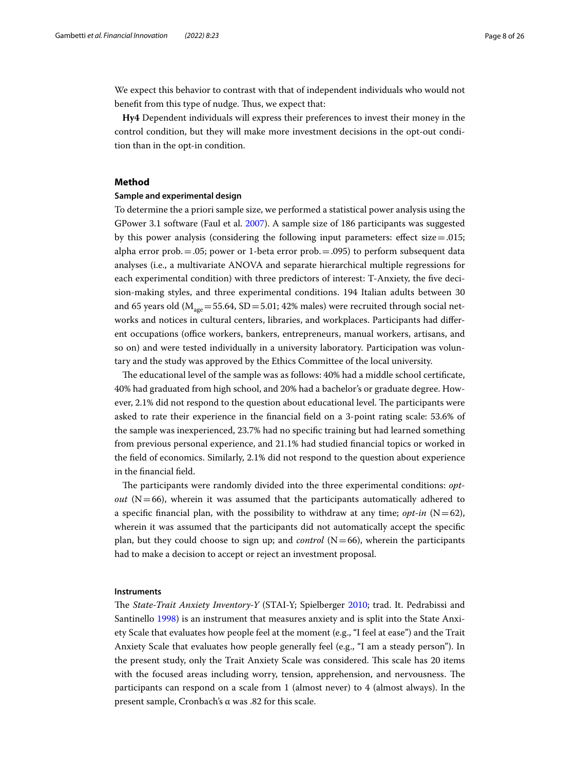We expect this behavior to contrast with that of independent individuals who would not benefit from this type of nudge. Thus, we expect that:

**Hy4** Dependent individuals will express their preferences to invest their money in the control condition, but they will make more investment decisions in the opt-out condition than in the opt-in condition.

## Method

### Sample and experimental design

To determine the a priori sample size, we performed a statistical power analysis using the GPower 3.1 software (Faul et al. 2007). A sample size of 186 participants was suggested by this power analysis (considering the following input parameters: effect size = .015; alpha error prob. = .05; power or 1-beta error prob. = .095) to perform subsequent data analyses (i.e., a multivariate ANOVA and separate hierarchical multiple regressions for each experimental condition) with three predictors of interest: T-Anxiety, the five decision-making styles, and three experimental conditions. 194 Italian adults between 30 and 65 years old ($M_{age}$ = 55.64, SD = 5.01; 42% males) were recruited through social networks and notices in cultural centers, libraries, and workplaces. Participants had different occupations (office workers, bankers, entrepreneurs, manual workers, artisans, and so on) and were tested individually in a university laboratory. Participation was voluntary and the study was approved by the Ethics Committee of the local university.

The educational level of the sample was as follows: 40% had a middle school certificate, 40% had graduated from high school, and 20% had a bachelor's or graduate degree. However, 2.1% did not respond to the question about educational level. The participants were asked to rate their experience in the financial field on a 3-point rating scale: 53.6% of the sample was inexperienced, 23.7% had no specific training but had learned something from previous personal experience, and 21.1% had studied financial topics or worked in the field of economics. Similarly, 2.1% did not respond to the question about experience in the financial field.

The participants were randomly divided into the three experimental conditions: *opt-out* (N = 66), wherein it was assumed that the participants automatically adhered to a specific financial plan, with the possibility to withdraw at any time; *opt-in* (N = 62), wherein it was assumed that the participants did not automatically accept the specific plan, but they could choose to sign up; and *control* (N = 66), wherein the participants had to make a decision to accept or reject an investment proposal.

### Instruments

The *State-Trait Anxiety Inventory-Y* (STAI-Y; Spielberger 2010; trad. It. Pedrabissi and Santinello 1998) is an instrument that measures anxiety and is split into the State Anxiety Scale that evaluates how people feel at the moment (e.g., "I feel at ease") and the Trait Anxiety Scale that evaluates how people generally feel (e.g., "I am a steady person"). In the present study, only the Trait Anxiety Scale was considered. This scale has 20 items with the focused areas including worry, tension, apprehension, and nervousness. The participants can respond on a scale from 1 (almost never) to 4 (almost always). In the present sample, Cronbach's α was .82 for this scale.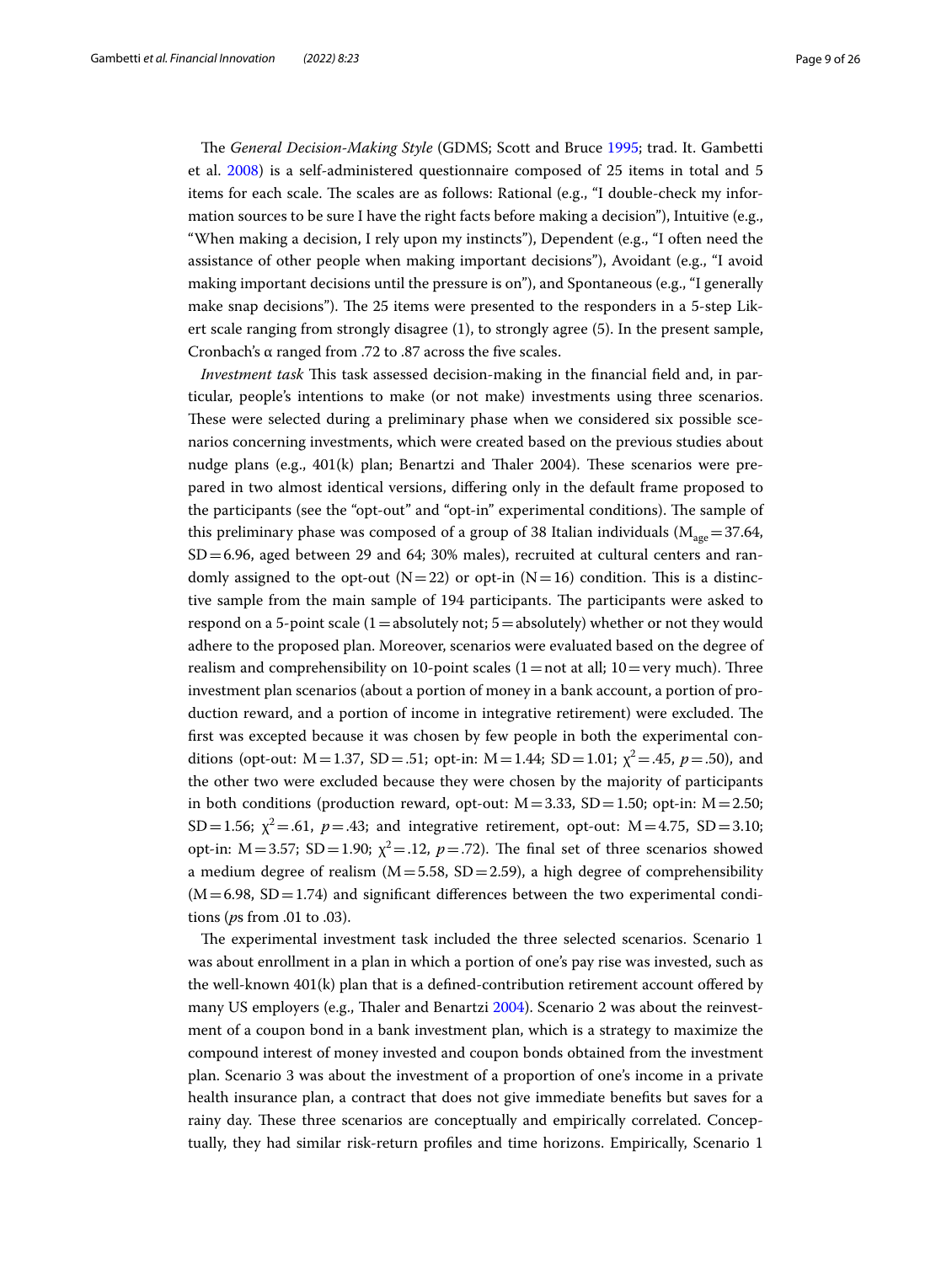The *General Decision-Making Style* (GDMS; Scott and Bruce 1995; trad. It. Gambetti et al. 2008) is a self-administered questionnaire composed of 25 items in total and 5 items for each scale. The scales are as follows: Rational (e.g., "I double-check my information sources to be sure I have the right facts before making a decision"), Intuitive (e.g., "When making a decision, I rely upon my instincts"), Dependent (e.g., "I often need the assistance of other people when making important decisions"), Avoidant (e.g., "I avoid making important decisions until the pressure is on"), and Spontaneous (e.g., "I generally make snap decisions"). The 25 items were presented to the responders in a 5-step Likert scale ranging from strongly disagree (1), to strongly agree (5). In the present sample, Cronbach's α ranged from .72 to .87 across the five scales.

*Investment task* This task assessed decision-making in the financial field and, in particular, people's intentions to make (or not make) investments using three scenarios. These were selected during a preliminary phase when we considered six possible scenarios concerning investments, which were created based on the previous studies about nudge plans (e.g., 401(k) plan; Benartzi and Thaler 2004). These scenarios were prepared in two almost identical versions, differing only in the default frame proposed to the participants (see the "opt-out" and "opt-in" experimental conditions). The sample of this preliminary phase was composed of a group of 38 Italian individuals ($M_{age}=37.64$, SD = 6.96, aged between 29 and 64; 30% males), recruited at cultural centers and randomly assigned to the opt-out (N = 22) or opt-in (N = 16) condition. This is a distinctive sample from the main sample of 194 participants. The participants were asked to respond on a 5-point scale (1 = absolutely not; 5 = absolutely) whether or not they would adhere to the proposed plan. Moreover, scenarios were evaluated based on the degree of realism and comprehensibility on 10-point scales (1 = not at all; 10 = very much). Three investment plan scenarios (about a portion of money in a bank account, a portion of production reward, and a portion of income in integrative retirement) were excluded. The first was excepted because it was chosen by few people in both the experimental conditions (opt-out: M = 1.37, SD = .51; opt-in: M = 1.44; SD = 1.01; $\chi^2=.45$, $p=.50$), and the other two were excluded because they were chosen by the majority of participants in both conditions (production reward, opt-out: M = 3.33, SD = 1.50; opt-in: M = 2.50; SD = 1.56; $\chi^2=.61$, $p=.43$; and integrative retirement, opt-out: M = 4.75, SD = 3.10; opt-in: M = 3.57; SD = 1.90; $\chi^2=.12$, $p=.72$). The final set of three scenarios showed a medium degree of realism (M = 5.58, SD = 2.59), a high degree of comprehensibility (M = 6.98, SD = 1.74) and significant differences between the two experimental conditions (*p*s from .01 to .03).

The experimental investment task included the three selected scenarios. Scenario 1 was about enrollment in a plan in which a portion of one's pay rise was invested, such as the well-known 401(k) plan that is a defined-contribution retirement account offered by many US employers (e.g., Thaler and Benartzi 2004). Scenario 2 was about the reinvestment of a coupon bond in a bank investment plan, which is a strategy to maximize the compound interest of money invested and coupon bonds obtained from the investment plan. Scenario 3 was about the investment of a proportion of one's income in a private health insurance plan, a contract that does not give immediate benefits but saves for a rainy day. These three scenarios are conceptually and empirically correlated. Conceptually, they had similar risk-return profiles and time horizons. Empirically, Scenario 1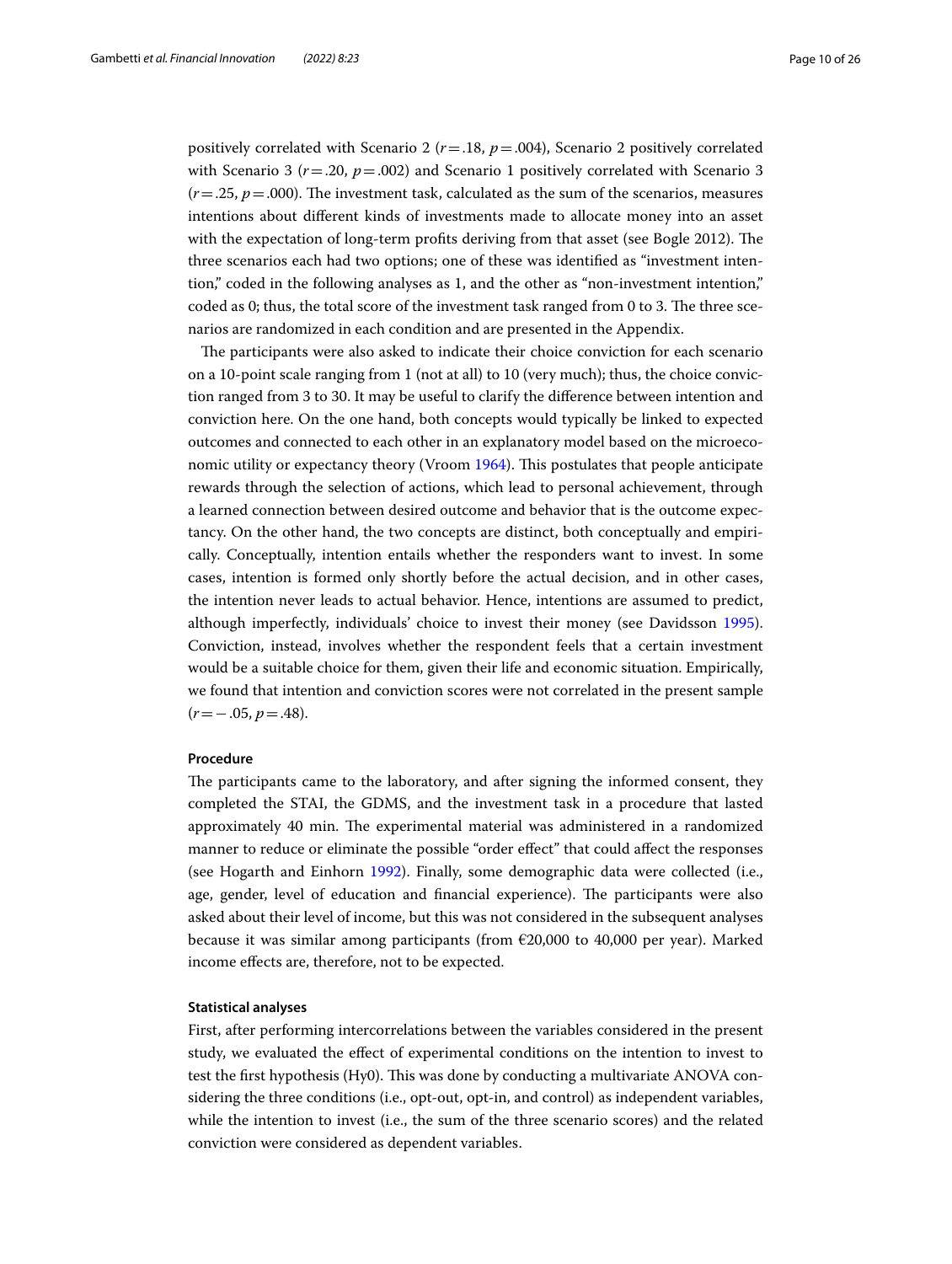positively correlated with Scenario 2 ($r = .18$, $p = .004$), Scenario 2 positively correlated with Scenario 3 ($r = .20$, $p = .002$) and Scenario 1 positively correlated with Scenario 3 ($r = .25$, $p = .000$). The investment task, calculated as the sum of the scenarios, measures intentions about different kinds of investments made to allocate money into an asset with the expectation of long-term profits deriving from that asset (see Bogle 2012). The three scenarios each had two options; one of these was identified as "investment intention," coded in the following analyses as 1, and the other as "non-investment intention," coded as 0; thus, the total score of the investment task ranged from 0 to 3. The three scenarios are randomized in each condition and are presented in the Appendix.

The participants were also asked to indicate their choice conviction for each scenario on a 10-point scale ranging from 1 (not at all) to 10 (very much); thus, the choice conviction ranged from 3 to 30. It may be useful to clarify the difference between intention and conviction here. On the one hand, both concepts would typically be linked to expected outcomes and connected to each other in an explanatory model based on the microeconomic utility or expectancy theory (Vroom 1964). This postulates that people anticipate rewards through the selection of actions, which lead to personal achievement, through a learned connection between desired outcome and behavior that is the outcome expectancy. On the other hand, the two concepts are distinct, both conceptually and empirically. Conceptually, intention entails whether the responders want to invest. In some cases, intention is formed only shortly before the actual decision, and in other cases, the intention never leads to actual behavior. Hence, intentions are assumed to predict, although imperfectly, individuals' choice to invest their money (see Davidsson 1995). Conviction, instead, involves whether the respondent feels that a certain investment would be a suitable choice for them, given their life and economic situation. Empirically, we found that intention and conviction scores were not correlated in the present sample ($r = -.05$, $p = .48$).

#### Procedure

The participants came to the laboratory, and after signing the informed consent, they completed the STAI, the GDMS, and the investment task in a procedure that lasted approximately 40 min. The experimental material was administered in a randomized manner to reduce or eliminate the possible "order effect" that could affect the responses (see Hogarth and Einhorn 1992). Finally, some demographic data were collected (i.e., age, gender, level of education and financial experience). The participants were also asked about their level of income, but this was not considered in the subsequent analyses because it was similar among participants (from €20,000 to 40,000 per year). Marked income effects are, therefore, not to be expected.

#### Statistical analyses

First, after performing intercorrelations between the variables considered in the present study, we evaluated the effect of experimental conditions on the intention to invest to test the first hypothesis (Hy0). This was done by conducting a multivariate ANOVA considering the three conditions (i.e., opt-out, opt-in, and control) as independent variables, while the intention to invest (i.e., the sum of the three scenario scores) and the related conviction were considered as dependent variables.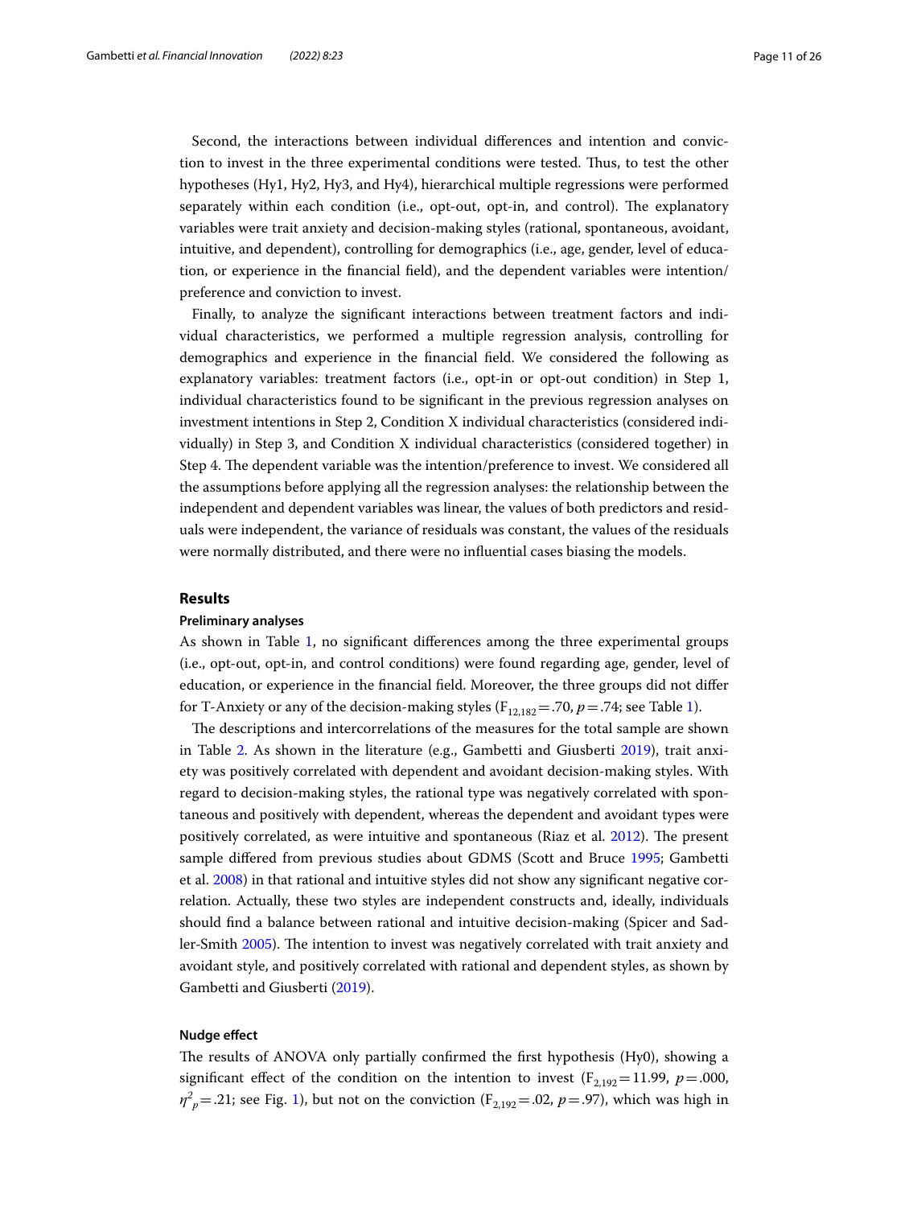Second, the interactions between individual differences and intention and conviction to invest in the three experimental conditions were tested. Thus, to test the other hypotheses (Hy1, Hy2, Hy3, and Hy4), hierarchical multiple regressions were performed separately within each condition (i.e., opt-out, opt-in, and control). The explanatory variables were trait anxiety and decision-making styles (rational, spontaneous, avoidant, intuitive, and dependent), controlling for demographics (i.e., age, gender, level of education, or experience in the financial field), and the dependent variables were intention/preference and conviction to invest.

Finally, to analyze the significant interactions between treatment factors and individual characteristics, we performed a multiple regression analysis, controlling for demographics and experience in the financial field. We considered the following as explanatory variables: treatment factors (i.e., opt-in or opt-out condition) in Step 1, individual characteristics found to be significant in the previous regression analyses on investment intentions in Step 2, Condition X individual characteristics (considered individually) in Step 3, and Condition X individual characteristics (considered together) in Step 4. The dependent variable was the intention/preference to invest. We considered all the assumptions before applying all the regression analyses: the relationship between the independent and dependent variables was linear, the values of both predictors and residuals were independent, the variance of residuals was constant, the values of the residuals were normally distributed, and there were no influential cases biasing the models.

## Results

### Preliminary analyses

As shown in Table 1, no significant differences among the three experimental groups (i.e., opt-out, opt-in, and control conditions) were found regarding age, gender, level of education, or experience in the financial field. Moreover, the three groups did not differ for T-Anxiety or any of the decision-making styles ($F_{12,182}=.70$, $p=.74$; see Table 1).

The descriptions and intercorrelations of the measures for the total sample are shown in Table 2. As shown in the literature (e.g., Gambetti and Giusberti 2019), trait anxiety was positively correlated with dependent and avoidant decision-making styles. With regard to decision-making styles, the rational type was negatively correlated with spontaneous and positively with dependent, whereas the dependent and avoidant types were positively correlated, as were intuitive and spontaneous (Riaz et al. 2012). The present sample differed from previous studies about GDMS (Scott and Bruce 1995; Gambetti et al. 2008) in that rational and intuitive styles did not show any significant negative correlation. Actually, these two styles are independent constructs and, ideally, individuals should find a balance between rational and intuitive decision-making (Spicer and Sadler-Smith 2005). The intention to invest was negatively correlated with trait anxiety and avoidant style, and positively correlated with rational and dependent styles, as shown by Gambetti and Giusberti (2019).

### Nudge effect

The results of ANOVA only partially confirmed the first hypothesis (Hy0), showing a significant effect of the condition on the intention to invest ($F_{2,192}=11.99$, $p=.000$, $\eta^2_p=.21$; see Fig. 1), but not on the conviction ($F_{2,192}=.02$, $p=.97$), which was high in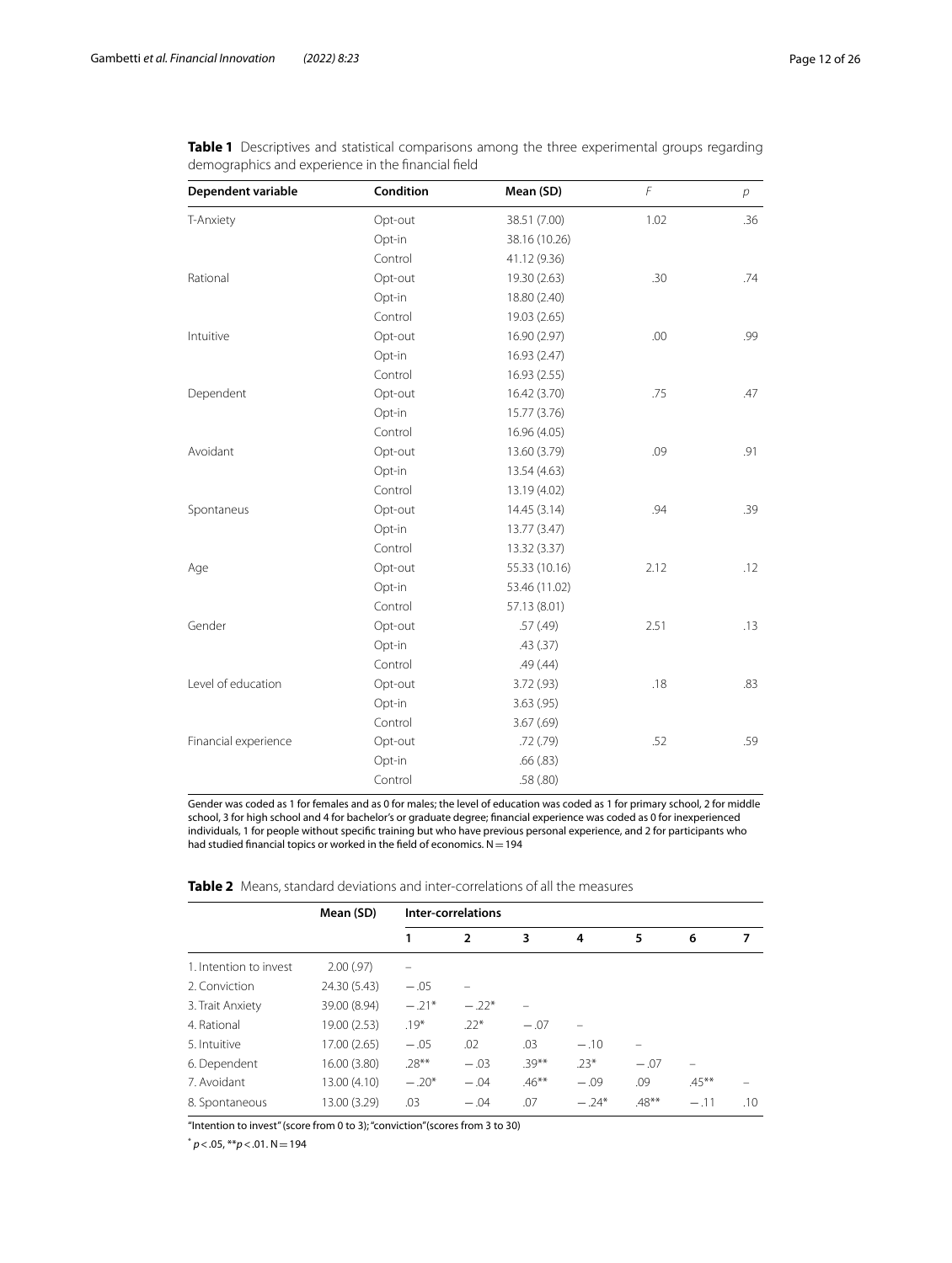**Table 1** Descriptives and statistical comparisons among the three experimental groups regarding demographics and experience in the financial field

| Dependent variable | Condition | Mean (SD) | $F$ | $p$ |
|---|---|---|---|---|
| T-Anxiety | Opt-out | 38.51 (7.00) | 1.02 | .36 |
| | Opt-in | 38.16 (10.26) | | |
| | Control | 41.12 (9.36) | | |
| Rational | Opt-out | 19.30 (2.63) | .30 | .74 |
| | Opt-in | 18.80 (2.40) | | |
| | Control | 19.03 (2.65) | | |
| Intuitive | Opt-out | 16.90 (2.97) | .00 | .99 |
| | Opt-in | 16.93 (2.47) | | |
| | Control | 16.93 (2.55) | | |
| Dependent | Opt-out | 16.42 (3.70) | .75 | .47 |
| | Opt-in | 15.77 (3.76) | | |
| | Control | 16.96 (4.05) | | |
| Avoidant | Opt-out | 13.60 (3.79) | .09 | .91 |
| | Opt-in | 13.54 (4.63) | | |
| | Control | 13.19 (4.02) | | |
| Spontaneus | Opt-out | 14.45 (3.14) | .94 | .39 |
| | Opt-in | 13.77 (3.47) | | |
| | Control | 13.32 (3.37) | | |
| Age | Opt-out | 55.33 (10.16) | 2.12 | .12 |
| | Opt-in | 53.46 (11.02) | | |
| | Control | 57.13 (8.01) | | |
| Gender | Opt-out | .57 (.49) | 2.51 | .13 |
| | Opt-in | .43 (.37) | | |
| | Control | .49 (.44) | | |
| Level of education | Opt-out | 3.72 (.93) | .18 | .83 |
| | Opt-in | 3.63 (.95) | | |
| | Control | 3.67 (.69) | | |
| Financial experience | Opt-out | .72 (.79) | .52 | .59 |
| | Opt-in | .66 (.83) | | |
| | Control | .58 (.80) | | |

Gender was coded as 1 for females and as 0 for males; the level of education was coded as 1 for primary school, 2 for middle school, 3 for high school and 4 for bachelor's or graduate degree; financial experience was coded as 0 for inexperienced individuals, 1 for people without specific training but who have previous personal experience, and 2 for participants who had studied financial topics or worked in the field of economics. N = 194

**Table 2** Means, standard deviations and inter-correlations of all the measures

| | Mean (SD) | Inter-correlations | | | | | | |
|---|---|---|---|---|---|---|---|---|
| | | 1 | 2 | 3 | 4 | 5 | 6 | 7 |
| 1. Intention to invest | 2.00 (.97) | – | | | | | | |
| 2. Conviction | 24.30 (5.43) | −.05 | – | | | | | |
| 3. Trait Anxiety | 39.00 (8.94) | −.21* | −.22* | – | | | | |
| 4. Rational | 19.00 (2.53) | .19* | .22* | −.07 | – | | | |
| 5. Intuitive | 17.00 (2.65) | −.05 | .02 | .03 | −.10 | – | | |
| 6. Dependent | 16.00 (3.80) | .28** | −.03 | .39** | .23* | −.07 | – | |
| 7. Avoidant | 13.00 (4.10) | −.20* | −.04 | .46** | −.09 | .09 | .45** | – |
| 8. Spontaneous | 13.00 (3.29) | .03 | −.04 | .07 | −.24* | .48** | −.11 | .10 |

"Intention to invest" (score from 0 to 3); "conviction" (scores from 3 to 30)

* $p < .05$, ** $p < .01$. N = 194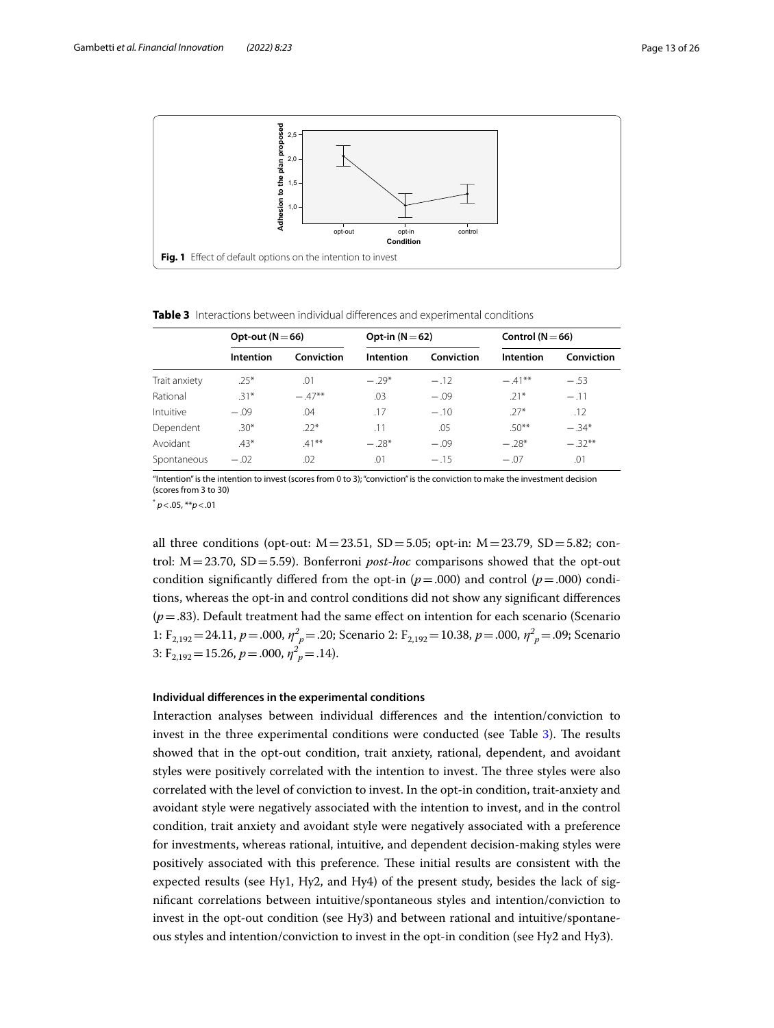**Fig. 1** Effect of default options on the intention to invest

**Table 3** Interactions between individual differences and experimental conditions

| | Opt-out (N = 66) | | Opt-in (N = 62) | | Control (N = 66) | |
|---|---|---|---|---|---|---|
| | Intention | Conviction | Intention | Conviction | Intention | Conviction |
| Trait anxiety | .25* | .01 | − .29* | − .12 | − .41** | − .53 |
| Rational | .31* | − .47** | .03 | − .09 | .21* | − .11 |
| Intuitive | − .09 | .04 | .17 | − .10 | .27* | .12 |
| Dependent | .30* | .22* | .11 | .05 | .50** | − .34* |
| Avoidant | .43* | .41** | − .28* | − .09 | − .28* | − .32** |
| Spontaneous | − .02 | .02 | .01 | − .15 | − .07 | .01 |

"Intention" is the intention to invest (scores from 0 to 3); "conviction" is the conviction to make the investment decision (scores from 3 to 30)

* $p < .05$, ** $p < .01$

all three conditions (opt-out: M = 23.51, SD = 5.05; opt-in: M = 23.79, SD = 5.82; control: M = 23.70, SD = 5.59). Bonferroni *post-hoc* comparisons showed that the opt-out condition significantly differed from the opt-in ($p = .000$) and control ($p = .000$) conditions, whereas the opt-in and control conditions did not show any significant differences ($p = .83$). Default treatment had the same effect on intention for each scenario (Scenario 1: $F_{2,192} = 24.11$, $p = .000$, $\eta^2_p = .20$; Scenario 2: $F_{2,192} = 10.38$, $p = .000$, $\eta^2_p = .09$; Scenario 3: $F_{2,192} = 15.26$, $p = .000$, $\eta^2_p = .14$).

#### Individual differences in the experimental conditions

Interaction analyses between individual differences and the intention/conviction to invest in the three experimental conditions were conducted (see Table 3). The results showed that in the opt-out condition, trait anxiety, rational, dependent, and avoidant styles were positively correlated with the intention to invest. The three styles were also correlated with the level of conviction to invest. In the opt-in condition, trait-anxiety and avoidant style were negatively associated with the intention to invest, and in the control condition, trait anxiety and avoidant style were negatively associated with a preference for investments, whereas rational, intuitive, and dependent decision-making styles were positively associated with this preference. These initial results are consistent with the expected results (see Hy1, Hy2, and Hy4) of the present study, besides the lack of significant correlations between intuitive/spontaneous styles and intention/conviction to invest in the opt-out condition (see Hy3) and between rational and intuitive/spontaneous styles and intention/conviction to invest in the opt-in condition (see Hy2 and Hy3).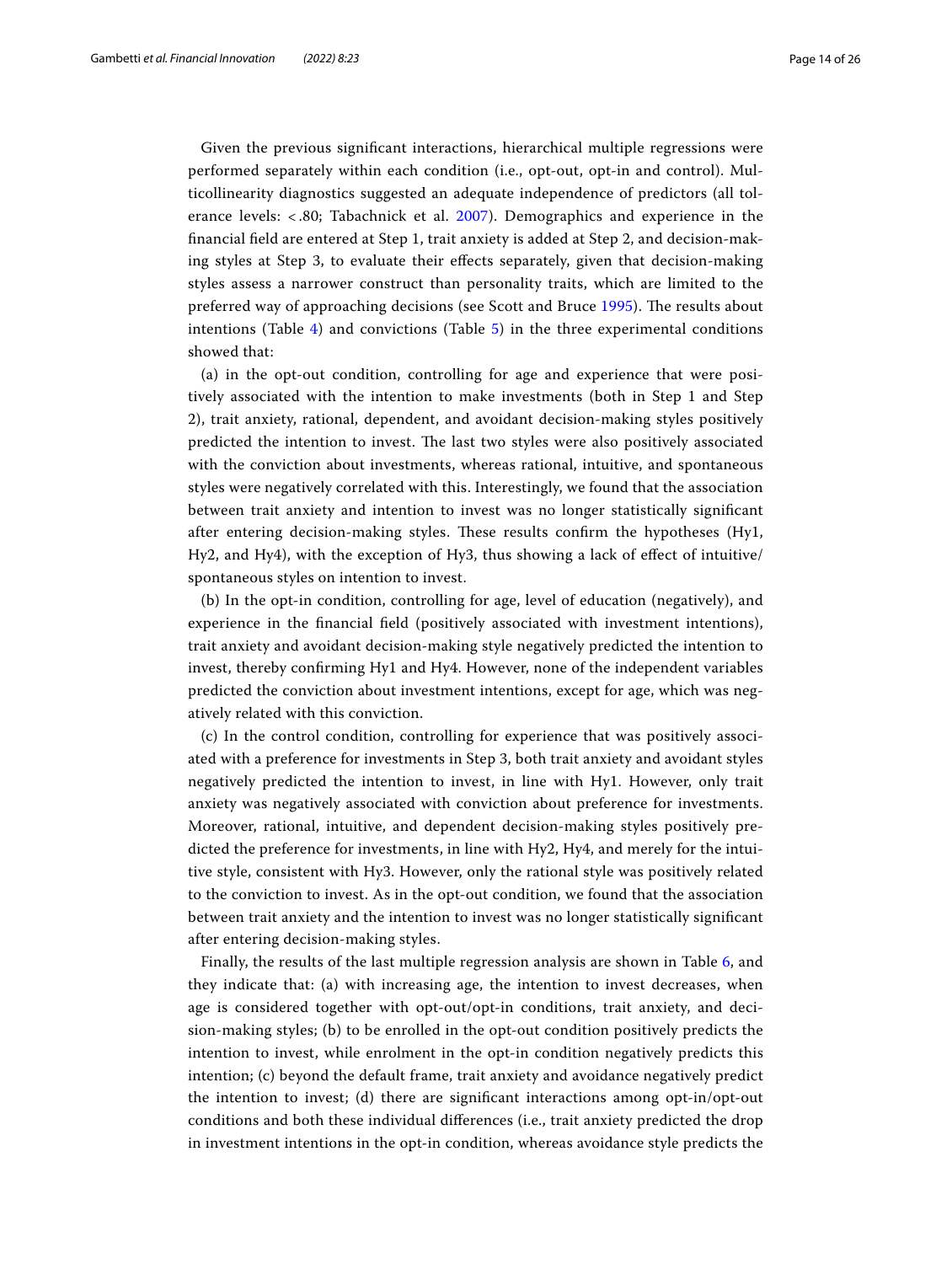Given the previous significant interactions, hierarchical multiple regressions were performed separately within each condition (i.e., opt-out, opt-in and control). Multicollinearity diagnostics suggested an adequate independence of predictors (all tolerance levels: <.80; Tabachnick et al. 2007). Demographics and experience in the financial field are entered at Step 1, trait anxiety is added at Step 2, and decision-making styles at Step 3, to evaluate their effects separately, given that decision-making styles assess a narrower construct than personality traits, which are limited to the preferred way of approaching decisions (see Scott and Bruce 1995). The results about intentions (Table 4) and convictions (Table 5) in the three experimental conditions showed that:

(a) in the opt-out condition, controlling for age and experience that were positively associated with the intention to make investments (both in Step 1 and Step 2), trait anxiety, rational, dependent, and avoidant decision-making styles positively predicted the intention to invest. The last two styles were also positively associated with the conviction about investments, whereas rational, intuitive, and spontaneous styles were negatively correlated with this. Interestingly, we found that the association between trait anxiety and intention to invest was no longer statistically significant after entering decision-making styles. These results confirm the hypotheses (Hy1, Hy2, and Hy4), with the exception of Hy3, thus showing a lack of effect of intuitive/spontaneous styles on intention to invest.

(b) In the opt-in condition, controlling for age, level of education (negatively), and experience in the financial field (positively associated with investment intentions), trait anxiety and avoidant decision-making style negatively predicted the intention to invest, thereby confirming Hy1 and Hy4. However, none of the independent variables predicted the conviction about investment intentions, except for age, which was negatively related with this conviction.

(c) In the control condition, controlling for experience that was positively associated with a preference for investments in Step 3, both trait anxiety and avoidant styles negatively predicted the intention to invest, in line with Hy1. However, only trait anxiety was negatively associated with conviction about preference for investments. Moreover, rational, intuitive, and dependent decision-making styles positively predicted the preference for investments, in line with Hy2, Hy4, and merely for the intuitive style, consistent with Hy3. However, only the rational style was positively related to the conviction to invest. As in the opt-out condition, we found that the association between trait anxiety and the intention to invest was no longer statistically significant after entering decision-making styles.

Finally, the results of the last multiple regression analysis are shown in Table 6, and they indicate that: (a) with increasing age, the intention to invest decreases, when age is considered together with opt-out/opt-in conditions, trait anxiety, and decision-making styles; (b) to be enrolled in the opt-out condition positively predicts the intention to invest, while enrolment in the opt-in condition negatively predicts this intention; (c) beyond the default frame, trait anxiety and avoidance negatively predict the intention to invest; (d) there are significant interactions among opt-in/opt-out conditions and both these individual differences (i.e., trait anxiety predicted the drop in investment intentions in the opt-in condition, whereas avoidance style predicts the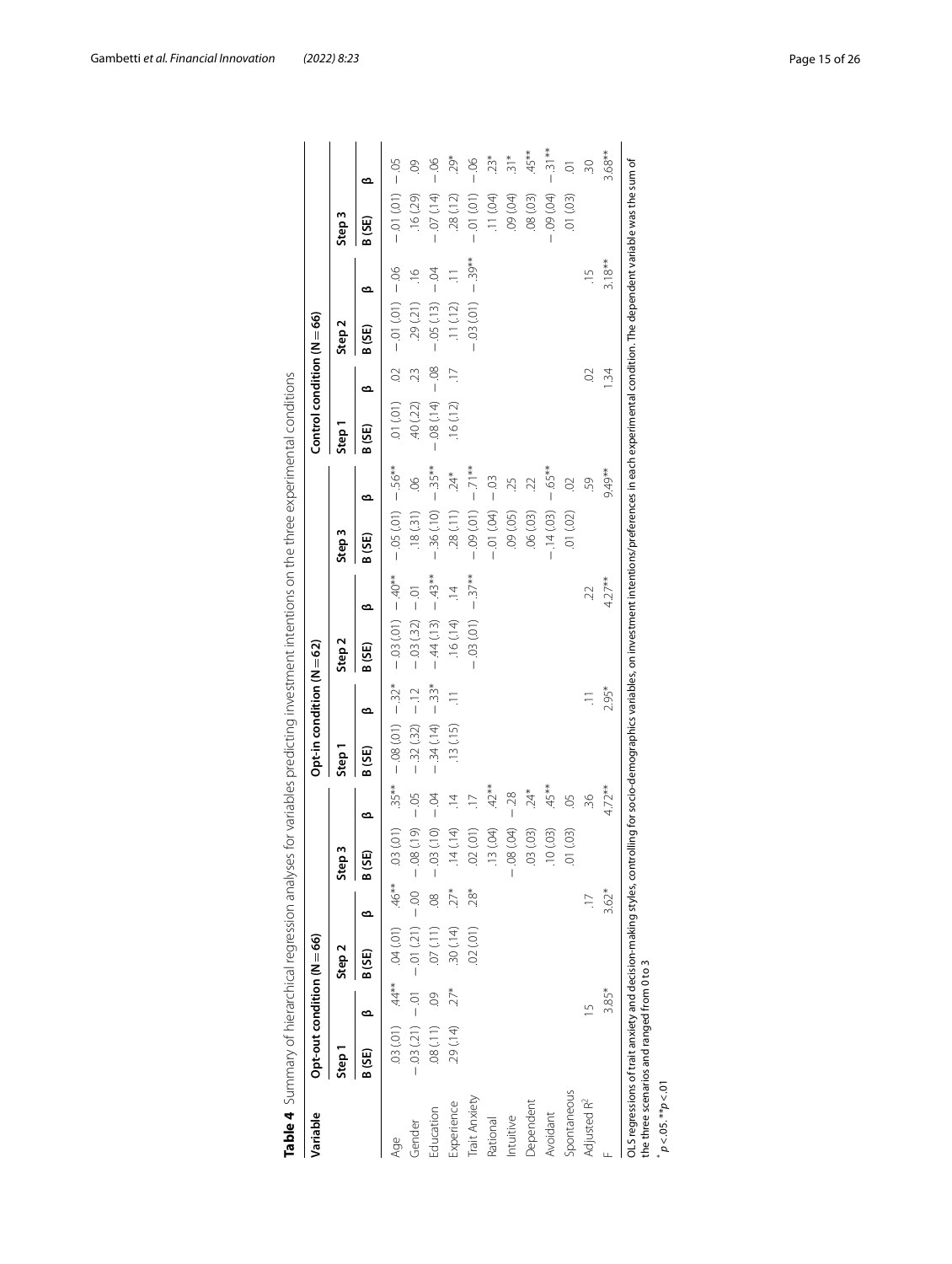**Table 4** Summary of hierarchical regression analyses for variables predicting investment intentions on the three experimental conditions

| Variable | Opt-out condition (N = 66) | | | | | | Opt-in condition (N = 62) | | | | | | Control condition (N = 66) | | | | | |
|---|---|---|---|---|---|---|---|---|---|---|---|---|---|---|---|---|---|---|
| | Step 1 | | Step 2 | | Step 3 | | Step 1 | | Step 2 | | Step 3 | | Step 1 | | Step 2 | | Step 3 | |
| | B (SE) | β | B (SE) | β | B (SE) | β | B (SE) | β | B (SE) | β | B (SE) | β | B (SE) | β | B (SE) | β | B (SE) | β |
| Age | .03 (.01) | .44** | .04 (.01) | .46** | .03 (.01) | .35** | −.08 (.01) | −.32* | −.03 (.01) | −.40** | −.05 (.01) | −.56** | .01 (.01) | .02 | −.01 (.01) | −.06 | −.01 (.01) | −.05 |
| Gender | −.03 (.21) | −.01 | −.01 (.21) | −.00 | −.08 (.19) | −.05 | −.32 (.32) | −.12 | −.03 (.32) | −.01 | .18 (.31) | .06 | .40 (.22) | .23 | .29 (.21) | .16 | .16 (.29) | .09 |
| Education | .08 (.11) | .09 | .07 (.11) | .08 | −.03 (.10) | −.04 | −.34 (.14) | −.33* | −.44 (.13) | −.43** | −.36 (.10) | −.35** | −.08 (.14) | −.08 | −.05 (.13) | −.04 | −.07 (.14) | −.06 |
| Experience | .29 (.14) | .27* | .30 (.14) | .27* | .14 (.14) | .14 | .13 (.15) | .11 | .16 (.14) | .14 | .28 (.11) | .24* | .16 (.12) | .17 | .11 (.12) | .11 | .28 (.12) | .29* |
| Trait Anxiety | | | .02 (.01) | .28* | .02 (.01) | .17 | | | −.03 (.01) | −.37** | −.09 (.01) | −.71** | | | −.03 (.01) | −.39** | −.01 (.01) | −.06 |
| Rational | | | | | .13 (.04) | .42** | | | | | −.01 (.04) | −.03 | | | | | .11 (.04) | .23* |
| Intuitive | | | | | −.08 (.04) | −.28 | | | | | .09 (.05) | .25 | | | | | .09 (.04) | .31* |
| Dependent | | | | | .03 (.03) | .24* | | | | | .06 (.03) | .22 | | | | | .08 (.03) | .45** |
| Avoidant | | | | | .10 (.03) | .45** | | | | | −.14 (.03) | −.65** | | | | | −.09 (.04) | −.31** |
| Spontaneous | | | | | .01 (.03) | .05 | | | | | .01 (.02) | .02 | | | | | .01 (.03) | .01 |
| Adjusted $R^2$ | | .15 | | .17 | | .36 | | .11 | | .22 | | .59 | | .02 | | .15 | | .30 |
| F | | 3.85* | | 3.62* | | 4.72** | | 2.95* | | 4.27** | | 9.49** | | 1.34 | | 3.18** | | 3.68** |

OLS regressions of trait anxiety and decision-making styles, controlling for socio-demographics variables, on investment intentions/preferences in each experimental condition. The dependent variable was the sum of the three scenarios and ranged from 0 to 3

* $p < .05$. ** $p < .01$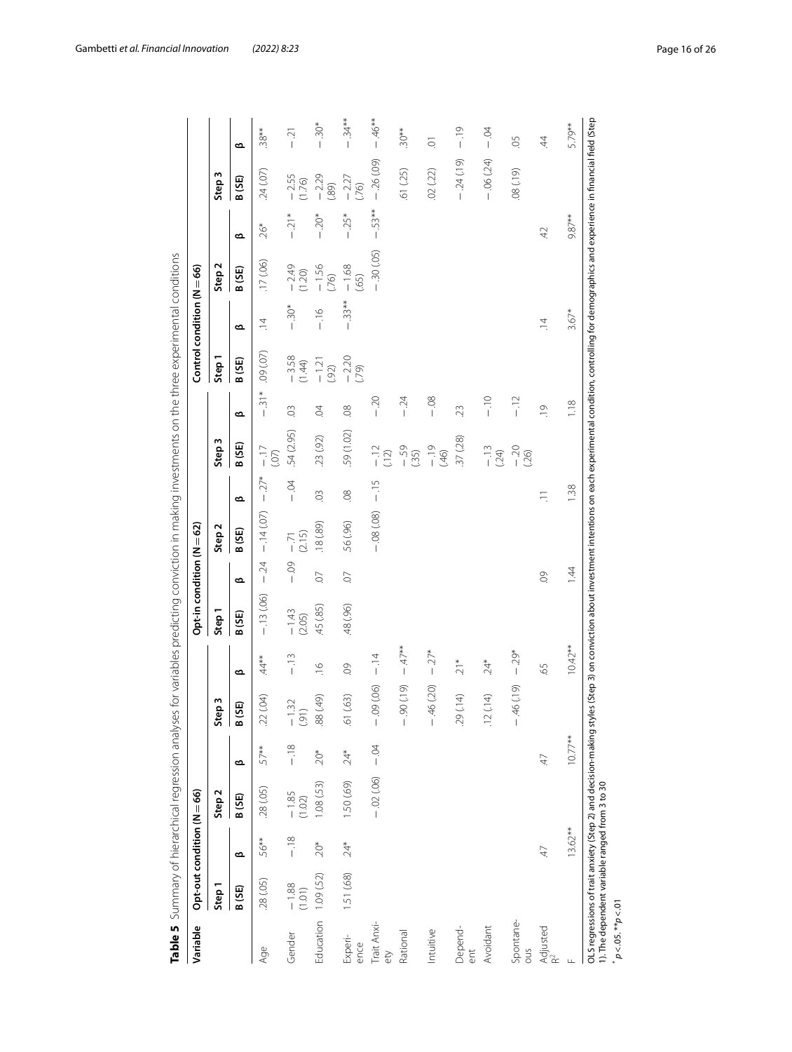**Table 5** Summary of hierarchical regression analyses for variables predicting conviction in making investments on the three experimental conditions

| Variable | Opt-out condition (N = 66) | | | | | | Opt-in condition (N = 62) | | | | | | Control condition (N = 66) | | | | | |
|---|---|---|---|---|---|---|---|---|---|---|---|---|---|---|---|---|---|---|
| | Step 1 | | Step 2 | | Step 3 | | Step 1 | | Step 2 | | Step 3 | | Step 1 | | Step 2 | | Step 3 | |
| | B (SE) | β | B (SE) | β | B (SE) | β | B (SE) | β | B (SE) | β | B (SE) | β | B (SE) | β | B (SE) | β | B (SE) | β |
| Age | .28 (.05) | .56** | .28 (.05) | .57** | .22 (.04) | .44** | −.13 (.06) | −.24 | −.14 (.07) | −.27* | −.17 (.07) | −.31* | .09 (.07) | .14 | .17 (.06) | .26* | .24 (.07) | .38** |
| Gender | −1.88 (1.01) | −.18 | −1.85 (1.02) | −.18 | −1.32 (.91) | −.13 | −1.43 (2.05) | −.09 | −.71 (2.15) | −.04 | .54 (2.95) | .03 | −3.58 (1.44) | −.30* | −2.49 (1.20) | −.21* | −2.55 (1.76) | −.21 |
| Education | 1.09 (.52) | .20* | 1.08 (.53) | .20* | .88 (.49) | .16 | .45 (.85) | .07 | .18 (.89) | .03 | .23 (.92) | .04 | −1.21 (.92) | −.16 | −1.56 (.76) | −.20* | −2.29 (.89) | −.30* |
| Experience | 1.51 (.68) | .24* | 1.50 (.69) | .24* | .61 (.63) | .09 | .48 (.96) | .07 | .56 (.96) | .08 | .59 (1.02) | .08 | −2.20 (.79) | −.33** | −1.68 (.65) | −.25* | −2.27 (.76) | −.34** |
| Trait Anxiety | | | −.02 (.06) | −.04 | −.09 (.06) | −.14 | | | −.08 (.08) | −.15 | −.12 (.12) | −.20 | | | −.30 (.05) | −.53** | −.26 (.09) | −.46** |
| Rational | | | | | −.90 (.19) | −.47** | | | | | −.59 (.35) | −.24 | | | | | .61 (.25) | .30** |
| Intuitive | | | | | −.46 (.20) | −.27* | | | | | −.19 (.46) | −.08 | | | | | .02 (.22) | .01 |
| Dependent | | | | | .29 (.14) | .21* | | | | | .37 (.28) | .23 | | | | | −.24 (.19) | −.19 |
| Avoidant | | | | | .12 (.14) | .24* | | | | | −.13 (.24) | −.10 | | | | | −.06 (.24) | −.04 |
| Spontaneous | | | | | −.46 (.19) | −.29* | | | | | −.20 (.26) | −.12 | | | | | .08 (.19) | .05 |
| Adjusted $R^2$ | | .47 | | .47 | | .65 | | .09 | | .11 | | .19 | | .14 | | .42 | | .44 |
| F | | 13.62** | | 10.77** | | 10.42** | | 1.44 | | 1.38 | | 1.18 | | 3.67* | | 9.87** | | 5.79** |

OLS regressions of trait anxiety (Step 2) and decision-making styles (Step 3) on conviction about investment intentions on each experimental condition, controlling for demographics and experience in financial field (Step 1). The dependent variable ranged from 3 to 30

* $p < .05$. ** $p < .01$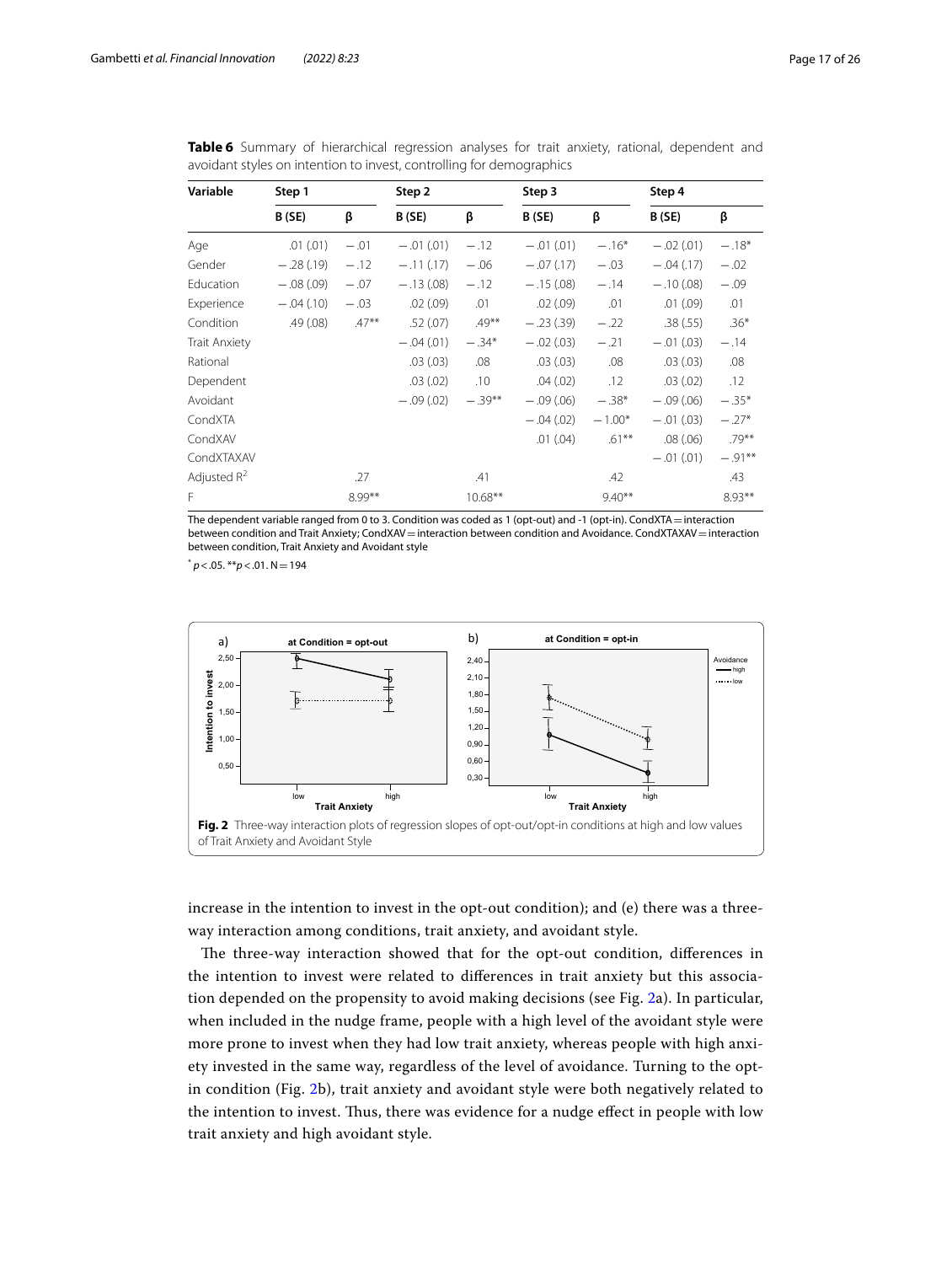**Table 6** Summary of hierarchical regression analyses for trait anxiety, rational, dependent and avoidant styles on intention to invest, controlling for demographics

| Variable | Step 1 | | Step 2 | | Step 3 | | Step 4 | |
|---|---|---|---|---|---|---|---|---|
| | B (SE) | β | B (SE) | β | B (SE) | β | B (SE) | β |
| Age | .01 (.01) | −.01 | −.01 (.01) | −.12 | −.01 (.01) | −.16* | −.02 (.01) | −.18* |
| Gender | −.28 (.19) | −.12 | −.11 (.17) | −.06 | −.07 (.17) | −.03 | −.04 (.17) | −.02 |
| Education | −.08 (.09) | −.07 | −.13 (.08) | −.12 | −.15 (.08) | −.14 | −.10 (.08) | −.09 |
| Experience | −.04 (.10) | −.03 | .02 (.09) | .01 | .02 (.09) | .01 | .01 (.09) | .01 |
| Condition | .49 (.08) | .47** | .52 (.07) | .49** | −.23 (.39) | −.22 | .38 (.55) | .36* |
| Trait Anxiety | | | −.04 (.01) | −.34* | −.02 (.03) | −.21 | −.01 (.03) | −.14 |
| Rational | | | .03 (.03) | .08 | .03 (.03) | .08 | .03 (.03) | .08 |
| Dependent | | | .03 (.02) | .10 | .04 (.02) | .12 | .03 (.02) | .12 |
| Avoidant | | | −.09 (.02) | −.39** | −.09 (.06) | −.38* | −.09 (.06) | −.35* |
| CondXTA | | | | | −.04 (.02) | −1.00* | −.01 (.03) | −.27* |
| CondXAV | | | | | .01 (.04) | .61** | .08 (.06) | .79** |
| CondXTAXAV | | | | | | | −.01 (.01) | −.91** |
| Adjusted $R^2$ | | .27 | | .41 | | .42 | | .43 |
| F | | 8.99** | | 10.68** | | 9.40** | | 8.93** |

The dependent variable ranged from 0 to 3. Condition was coded as 1 (opt-out) and -1 (opt-in). CondXTA = interaction between condition and Trait Anxiety; CondXAV = interaction between condition and Avoidance. CondXTAXAV = interaction between condition, Trait Anxiety and Avoidant style

* $p < .05$. ** $p < .01$. N = 194

**Fig. 2** Three-way interaction plots of regression slopes of opt-out/opt-in conditions at high and low values of Trait Anxiety and Avoidant Style

increase in the intention to invest in the opt-out condition); and (e) there was a three-way interaction among conditions, trait anxiety, and avoidant style.

The three-way interaction showed that for the opt-out condition, differences in the intention to invest were related to differences in trait anxiety but this association depended on the propensity to avoid making decisions (see Fig. 2a). In particular, when included in the nudge frame, people with a high level of the avoidant style were more prone to invest when they had low trait anxiety, whereas people with high anxiety invested in the same way, regardless of the level of avoidance. Turning to the opt-in condition (Fig. 2b), trait anxiety and avoidant style were both negatively related to the intention to invest. Thus, there was evidence for a nudge effect in people with low trait anxiety and high avoidant style.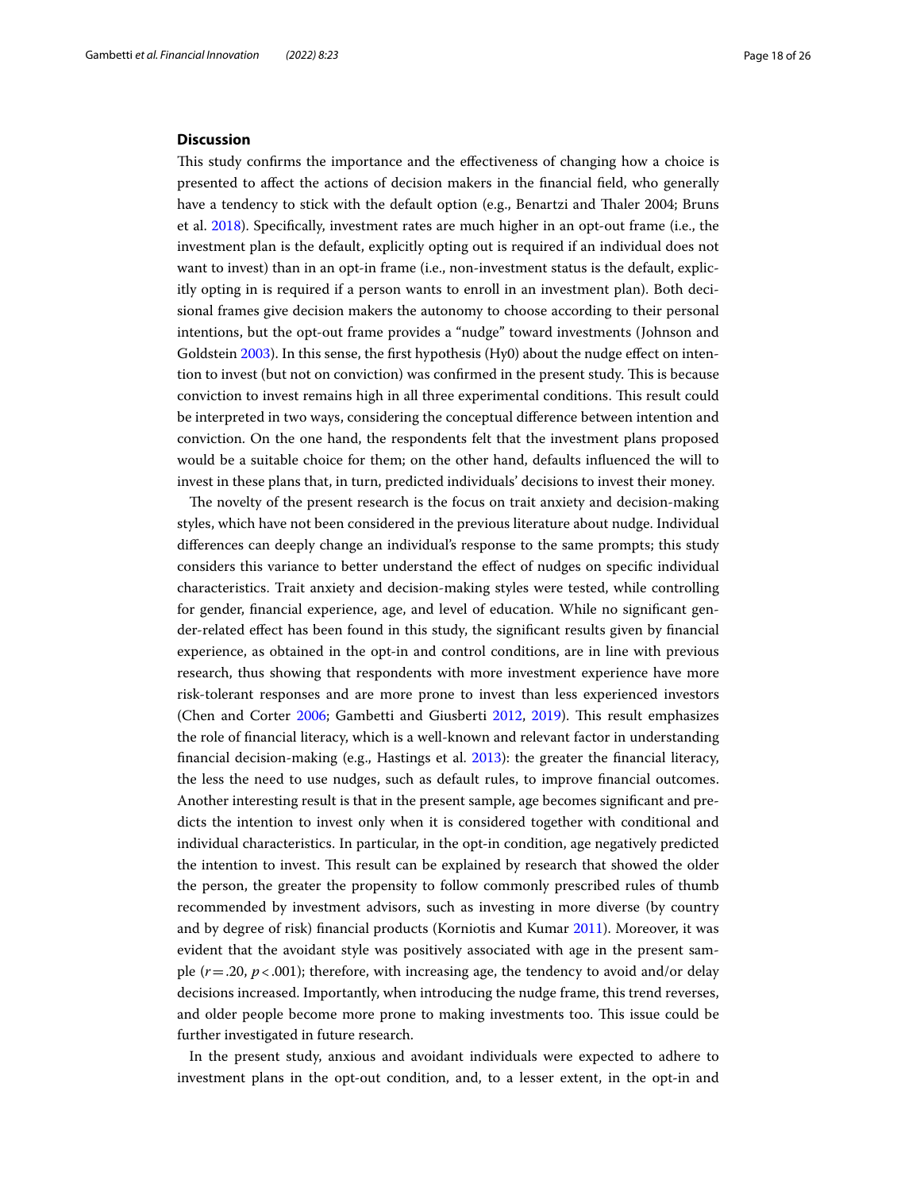## Discussion

This study confirms the importance and the effectiveness of changing how a choice is presented to affect the actions of decision makers in the financial field, who generally have a tendency to stick with the default option (e.g., Benartzi and Thaler 2004; Bruns et al. 2018). Specifically, investment rates are much higher in an opt-out frame (i.e., the investment plan is the default, explicitly opting out is required if an individual does not want to invest) than in an opt-in frame (i.e., non-investment status is the default, explicitly opting in is required if a person wants to enroll in an investment plan). Both decisional frames give decision makers the autonomy to choose according to their personal intentions, but the opt-out frame provides a "nudge" toward investments (Johnson and Goldstein 2003). In this sense, the first hypothesis (Hy0) about the nudge effect on intention to invest (but not on conviction) was confirmed in the present study. This is because conviction to invest remains high in all three experimental conditions. This result could be interpreted in two ways, considering the conceptual difference between intention and conviction. On the one hand, the respondents felt that the investment plans proposed would be a suitable choice for them; on the other hand, defaults influenced the will to invest in these plans that, in turn, predicted individuals' decisions to invest their money.

The novelty of the present research is the focus on trait anxiety and decision-making styles, which have not been considered in the previous literature about nudge. Individual differences can deeply change an individual's response to the same prompts; this study considers this variance to better understand the effect of nudges on specific individual characteristics. Trait anxiety and decision-making styles were tested, while controlling for gender, financial experience, age, and level of education. While no significant gender-related effect has been found in this study, the significant results given by financial experience, as obtained in the opt-in and control conditions, are in line with previous research, thus showing that respondents with more investment experience have more risk-tolerant responses and are more prone to invest than less experienced investors (Chen and Corter 2006; Gambetti and Giusberti 2012, 2019). This result emphasizes the role of financial literacy, which is a well-known and relevant factor in understanding financial decision-making (e.g., Hastings et al. 2013): the greater the financial literacy, the less the need to use nudges, such as default rules, to improve financial outcomes. Another interesting result is that in the present sample, age becomes significant and predicts the intention to invest only when it is considered together with conditional and individual characteristics. In particular, in the opt-in condition, age negatively predicted the intention to invest. This result can be explained by research that showed the older the person, the greater the propensity to follow commonly prescribed rules of thumb recommended by investment advisors, such as investing in more diverse (by country and by degree of risk) financial products (Korniotis and Kumar 2011). Moreover, it was evident that the avoidant style was positively associated with age in the present sample ($r = .20$, $p < .001$); therefore, with increasing age, the tendency to avoid and/or delay decisions increased. Importantly, when introducing the nudge frame, this trend reverses, and older people become more prone to making investments too. This issue could be further investigated in future research.

In the present study, anxious and avoidant individuals were expected to adhere to investment plans in the opt-out condition, and, to a lesser extent, in the opt-in and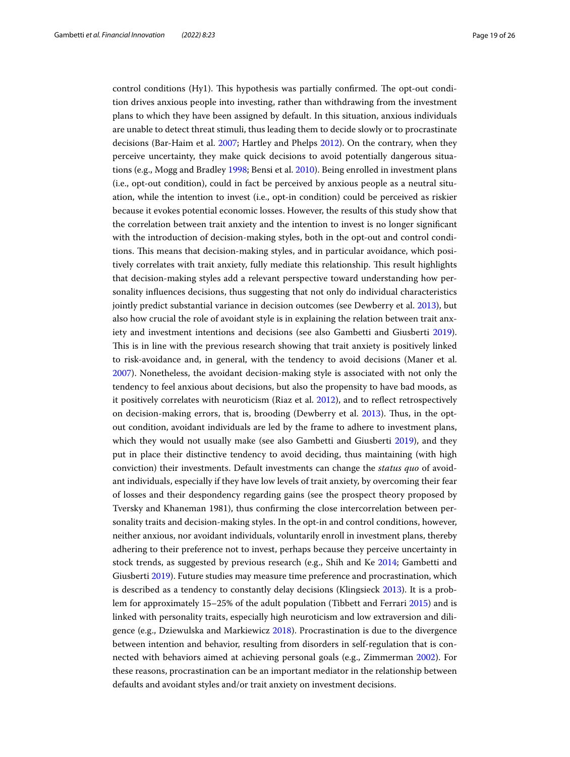control conditions (Hy1). This hypothesis was partially confirmed. The opt-out condition drives anxious people into investing, rather than withdrawing from the investment plans to which they have been assigned by default. In this situation, anxious individuals are unable to detect threat stimuli, thus leading them to decide slowly or to procrastinate decisions (Bar-Haim et al. 2007; Hartley and Phelps 2012). On the contrary, when they perceive uncertainty, they make quick decisions to avoid potentially dangerous situations (e.g., Mogg and Bradley 1998; Bensi et al. 2010). Being enrolled in investment plans (i.e., opt-out condition), could in fact be perceived by anxious people as a neutral situation, while the intention to invest (i.e., opt-in condition) could be perceived as riskier because it evokes potential economic losses. However, the results of this study show that the correlation between trait anxiety and the intention to invest is no longer significant with the introduction of decision-making styles, both in the opt-out and control conditions. This means that decision-making styles, and in particular avoidance, which positively correlates with trait anxiety, fully mediate this relationship. This result highlights that decision-making styles add a relevant perspective toward understanding how personality influences decisions, thus suggesting that not only do individual characteristics jointly predict substantial variance in decision outcomes (see Dewberry et al. 2013), but also how crucial the role of avoidant style is in explaining the relation between trait anxiety and investment intentions and decisions (see also Gambetti and Giusberti 2019). This is in line with the previous research showing that trait anxiety is positively linked to risk-avoidance and, in general, with the tendency to avoid decisions (Maner et al. 2007). Nonetheless, the avoidant decision-making style is associated with not only the tendency to feel anxious about decisions, but also the propensity to have bad moods, as it positively correlates with neuroticism (Riaz et al. 2012), and to reflect retrospectively on decision-making errors, that is, brooding (Dewberry et al. 2013). Thus, in the opt-out condition, avoidant individuals are led by the frame to adhere to investment plans, which they would not usually make (see also Gambetti and Giusberti 2019), and they put in place their distinctive tendency to avoid deciding, thus maintaining (with high conviction) their investments. Default investments can change the *status quo* of avoidant individuals, especially if they have low levels of trait anxiety, by overcoming their fear of losses and their despondency regarding gains (see the prospect theory proposed by Tversky and Khaneman 1981), thus confirming the close intercorrelation between personality traits and decision-making styles. In the opt-in and control conditions, however, neither anxious, nor avoidant individuals, voluntarily enroll in investment plans, thereby adhering to their preference not to invest, perhaps because they perceive uncertainty in stock trends, as suggested by previous research (e.g., Shih and Ke 2014; Gambetti and Giusberti 2019). Future studies may measure time preference and procrastination, which is described as a tendency to constantly delay decisions (Klingsieck 2013). It is a problem for approximately 15–25% of the adult population (Tibbett and Ferrari 2015) and is linked with personality traits, especially high neuroticism and low extraversion and diligence (e.g., Dziewulska and Markiewicz 2018). Procrastination is due to the divergence between intention and behavior, resulting from disorders in self-regulation that is connected with behaviors aimed at achieving personal goals (e.g., Zimmerman 2002). For these reasons, procrastination can be an important mediator in the relationship between defaults and avoidant styles and/or trait anxiety on investment decisions.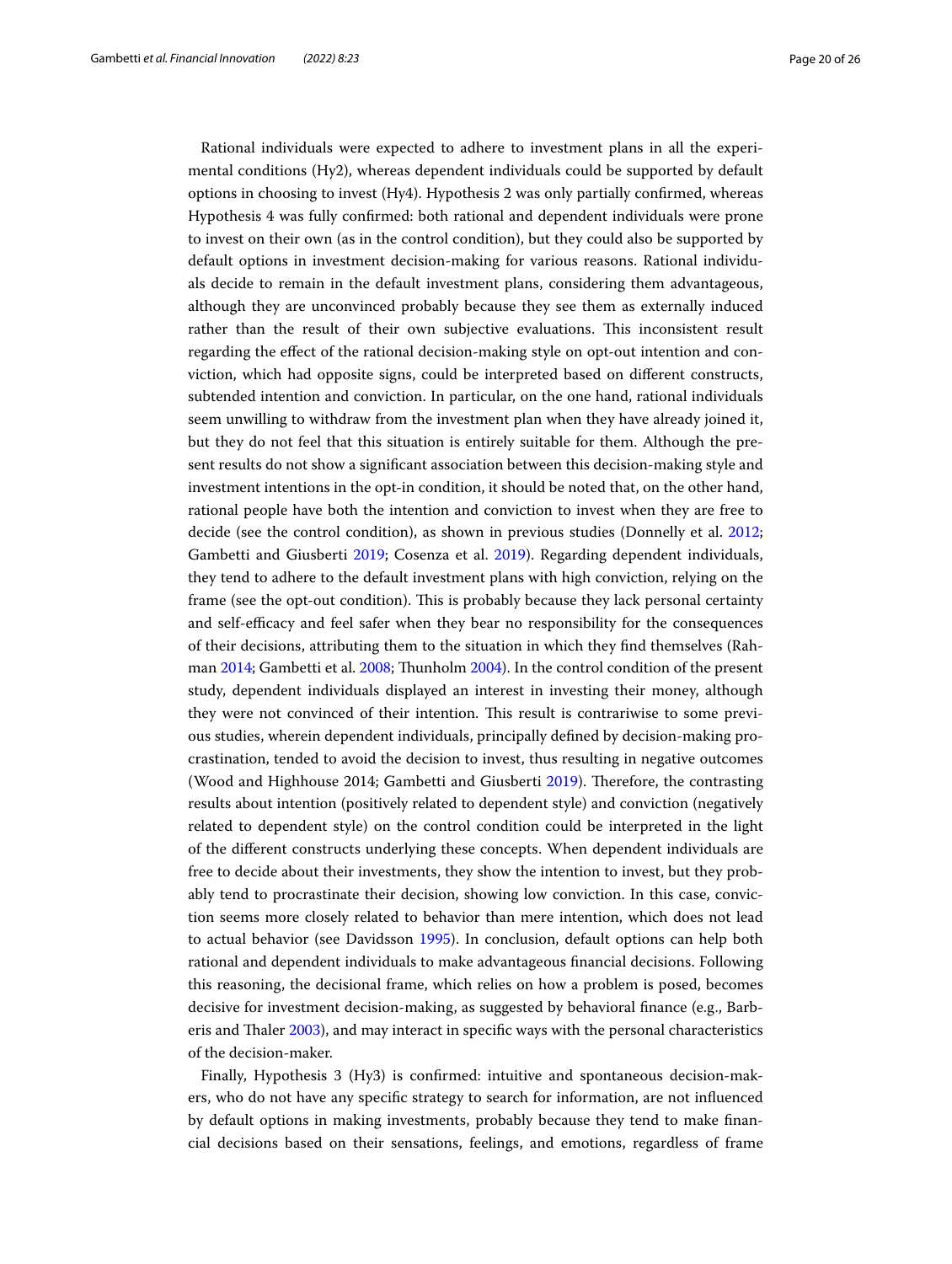Rational individuals were expected to adhere to investment plans in all the experimental conditions (Hy2), whereas dependent individuals could be supported by default options in choosing to invest (Hy4). Hypothesis 2 was only partially confirmed, whereas Hypothesis 4 was fully confirmed: both rational and dependent individuals were prone to invest on their own (as in the control condition), but they could also be supported by default options in investment decision-making for various reasons. Rational individuals decide to remain in the default investment plans, considering them advantageous, although they are unconvinced probably because they see them as externally induced rather than the result of their own subjective evaluations. This inconsistent result regarding the effect of the rational decision-making style on opt-out intention and conviction, which had opposite signs, could be interpreted based on different constructs, subtended intention and conviction. In particular, on the one hand, rational individuals seem unwilling to withdraw from the investment plan when they have already joined it, but they do not feel that this situation is entirely suitable for them. Although the present results do not show a significant association between this decision-making style and investment intentions in the opt-in condition, it should be noted that, on the other hand, rational people have both the intention and conviction to invest when they are free to decide (see the control condition), as shown in previous studies (Donnelly et al. 2012; Gambetti and Giusberti 2019; Cosenza et al. 2019). Regarding dependent individuals, they tend to adhere to the default investment plans with high conviction, relying on the frame (see the opt-out condition). This is probably because they lack personal certainty and self-efficacy and feel safer when they bear no responsibility for the consequences of their decisions, attributing them to the situation in which they find themselves (Rahman 2014; Gambetti et al. 2008; Thunholm 2004). In the control condition of the present study, dependent individuals displayed an interest in investing their money, although they were not convinced of their intention. This result is contrariwise to some previous studies, wherein dependent individuals, principally defined by decision-making procrastination, tended to avoid the decision to invest, thus resulting in negative outcomes (Wood and Highhouse 2014; Gambetti and Giusberti 2019). Therefore, the contrasting results about intention (positively related to dependent style) and conviction (negatively related to dependent style) on the control condition could be interpreted in the light of the different constructs underlying these concepts. When dependent individuals are free to decide about their investments, they show the intention to invest, but they probably tend to procrastinate their decision, showing low conviction. In this case, conviction seems more closely related to behavior than mere intention, which does not lead to actual behavior (see Davidsson 1995). In conclusion, default options can help both rational and dependent individuals to make advantageous financial decisions. Following this reasoning, the decisional frame, which relies on how a problem is posed, becomes decisive for investment decision-making, as suggested by behavioral finance (e.g., Barberis and Thaler 2003), and may interact in specific ways with the personal characteristics of the decision-maker.

Finally, Hypothesis 3 (Hy3) is confirmed: intuitive and spontaneous decision-makers, who do not have any specific strategy to search for information, are not influenced by default options in making investments, probably because they tend to make financial decisions based on their sensations, feelings, and emotions, regardless of frame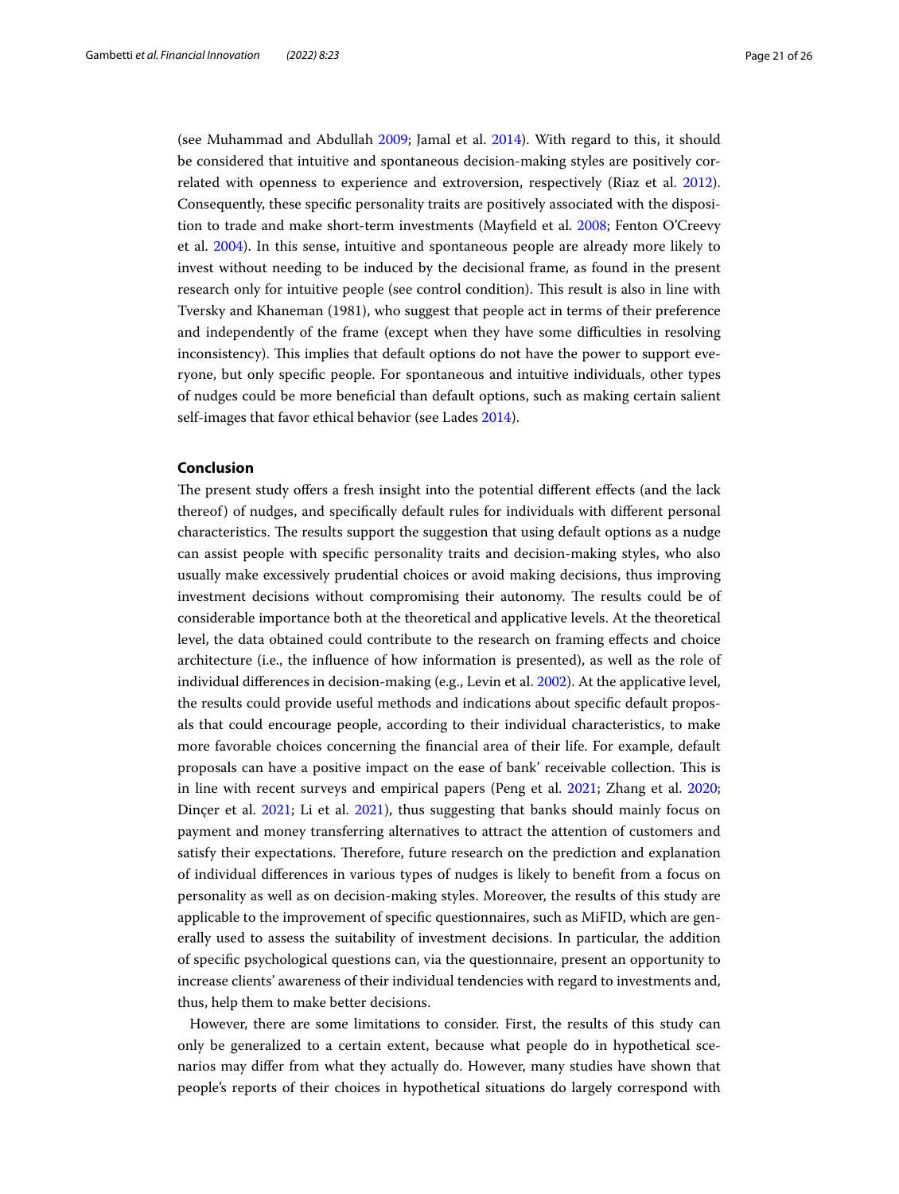(see Muhammad and Abdullah 2009; Jamal et al. 2014). With regard to this, it should be considered that intuitive and spontaneous decision-making styles are positively correlated with openness to experience and extroversion, respectively (Riaz et al. 2012). Consequently, these specific personality traits are positively associated with the disposition to trade and make short-term investments (Mayfield et al. 2008; Fenton O'Creevy et al. 2004). In this sense, intuitive and spontaneous people are already more likely to invest without needing to be induced by the decisional frame, as found in the present research only for intuitive people (see control condition). This result is also in line with Tversky and Khaneman (1981), who suggest that people act in terms of their preference and independently of the frame (except when they have some difficulties in resolving inconsistency). This implies that default options do not have the power to support everyone, but only specific people. For spontaneous and intuitive individuals, other types of nudges could be more beneficial than default options, such as making certain salient self-images that favor ethical behavior (see Lades 2014).

## Conclusion

The present study offers a fresh insight into the potential different effects (and the lack thereof) of nudges, and specifically default rules for individuals with different personal characteristics. The results support the suggestion that using default options as a nudge can assist people with specific personality traits and decision-making styles, who also usually make excessively prudential choices or avoid making decisions, thus improving investment decisions without compromising their autonomy. The results could be of considerable importance both at the theoretical and applicative levels. At the theoretical level, the data obtained could contribute to the research on framing effects and choice architecture (i.e., the influence of how information is presented), as well as the role of individual differences in decision-making (e.g., Levin et al. 2002). At the applicative level, the results could provide useful methods and indications about specific default proposals that could encourage people, according to their individual characteristics, to make more favorable choices concerning the financial area of their life. For example, default proposals can have a positive impact on the ease of bank' receivable collection. This is in line with recent surveys and empirical papers (Peng et al. 2021; Zhang et al. 2020; Dinçer et al. 2021; Li et al. 2021), thus suggesting that banks should mainly focus on payment and money transferring alternatives to attract the attention of customers and satisfy their expectations. Therefore, future research on the prediction and explanation of individual differences in various types of nudges is likely to benefit from a focus on personality as well as on decision-making styles. Moreover, the results of this study are applicable to the improvement of specific questionnaires, such as MiFID, which are generally used to assess the suitability of investment decisions. In particular, the addition of specific psychological questions can, via the questionnaire, present an opportunity to increase clients' awareness of their individual tendencies with regard to investments and, thus, help them to make better decisions.

However, there are some limitations to consider. First, the results of this study can only be generalized to a certain extent, because what people do in hypothetical scenarios may differ from what they actually do. However, many studies have shown that people's reports of their choices in hypothetical situations do largely correspond with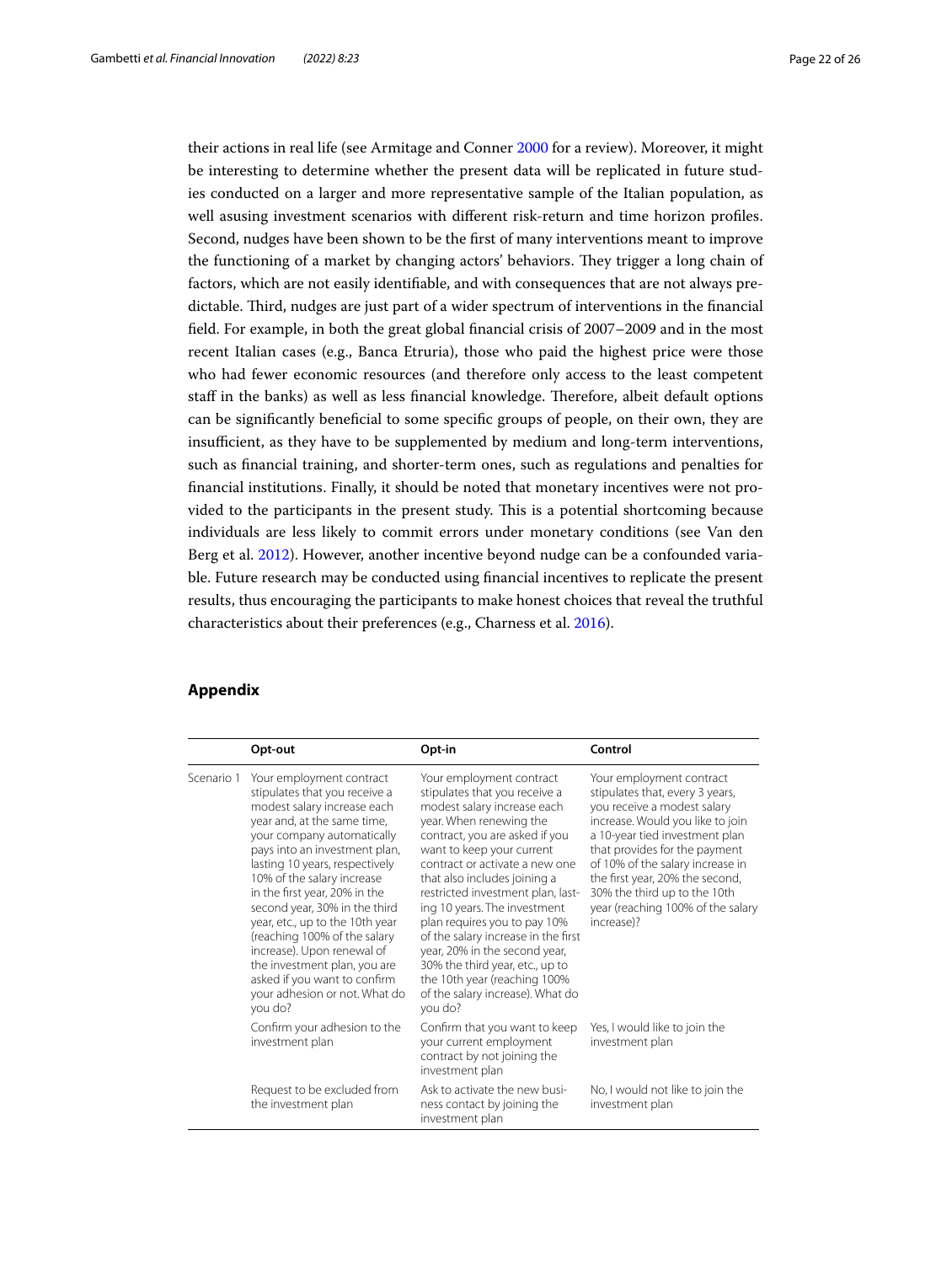their actions in real life (see Armitage and Conner 2000 for a review). Moreover, it might be interesting to determine whether the present data will be replicated in future studies conducted on a larger and more representative sample of the Italian population, as well asusing investment scenarios with different risk-return and time horizon profiles. Second, nudges have been shown to be the first of many interventions meant to improve the functioning of a market by changing actors' behaviors. They trigger a long chain of factors, which are not easily identifiable, and with consequences that are not always predictable. Third, nudges are just part of a wider spectrum of interventions in the financial field. For example, in both the great global financial crisis of 2007–2009 and in the most recent Italian cases (e.g., Banca Etruria), those who paid the highest price were those who had fewer economic resources (and therefore only access to the least competent staff in the banks) as well as less financial knowledge. Therefore, albeit default options can be significantly beneficial to some specific groups of people, on their own, they are insufficient, as they have to be supplemented by medium and long-term interventions, such as financial training, and shorter-term ones, such as regulations and penalties for financial institutions. Finally, it should be noted that monetary incentives were not provided to the participants in the present study. This is a potential shortcoming because individuals are less likely to commit errors under monetary conditions (see Van den Berg et al. 2012). However, another incentive beyond nudge can be a confounded variable. Future research may be conducted using financial incentives to replicate the present results, thus encouraging the participants to make honest choices that reveal the truthful characteristics about their preferences (e.g., Charness et al. 2016).

## Appendix

| | Opt-out | Opt-in | Control |
|---|---|---|---|
| Scenario 1 | Your employment contract stipulates that you receive a modest salary increase each year and, at the same time, your company automatically pays into an investment plan, lasting 10 years, respectively 10% of the salary increase in the first year, 20% in the second year, 30% in the third year, etc., up to the 10th year (reaching 100% of the salary increase). Upon renewal of the investment plan, you are asked if you want to confirm your adhesion or not. What do you do? | Your employment contract stipulates that you receive a modest salary increase each year. When renewing the contract, you are asked if you want to keep your current contract or activate a new one that also includes joining a restricted investment plan, lasting 10 years. The investment plan requires you to pay 10% of the salary increase in the first year, 20% in the second year, 30% the third year, etc., up to the 10th year (reaching 100% of the salary increase). What do you do? | Your employment contract stipulates that, every 3 years, you receive a modest salary increase. Would you like to join a 10-year tied investment plan that provides for the payment of 10% of the salary increase in the first year, 20% the second, 30% the third up to the 10th year (reaching 100% of the salary increase)? |
| | Confirm your adhesion to the investment plan | Confirm that you want to keep your current employment contract by not joining the investment plan | Yes, I would like to join the investment plan |
| | Request to be excluded from the investment plan | Ask to activate the new business contact by joining the investment plan | No, I would not like to join the investment plan |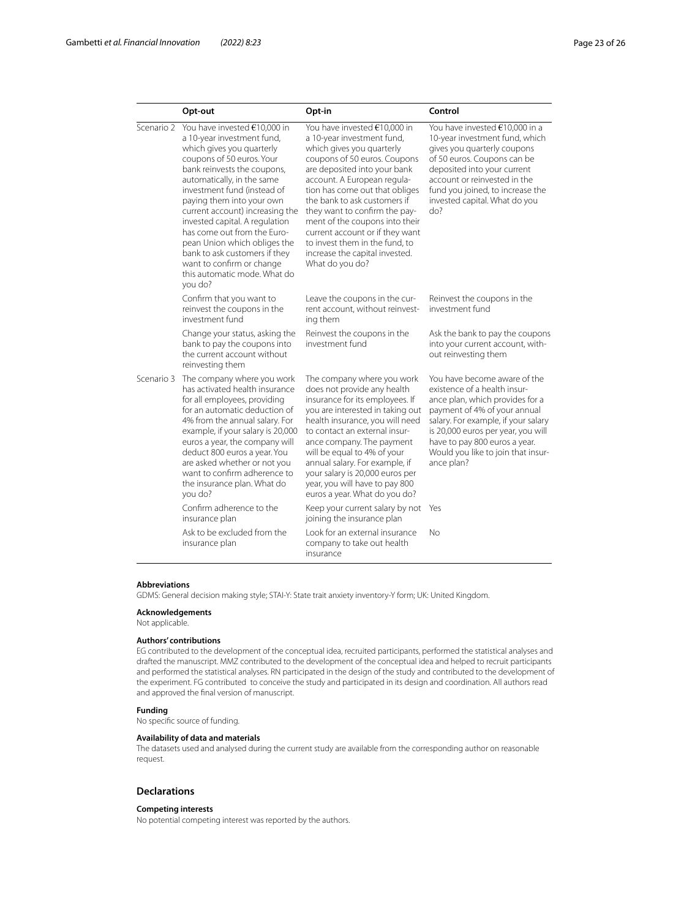| | Opt-out | Opt-in | Control |
| --- | --- | --- | --- |
| Scenario 2 | You have invested €10,000 in a 10-year investment fund, which gives you quarterly coupons of 50 euros. Your bank reinvests the coupons, automatically, in the same investment fund (instead of paying them into your own current account) increasing the invested capital. A regulation has come out from the European Union which obliges the bank to ask customers if they want to confirm or change this automatic mode. What do you do? | You have invested €10,000 in a 10-year investment fund, which gives you quarterly coupons of 50 euros. Coupons are deposited into your bank account. A European regulation has come out that obliges the bank to ask customers if they want to confirm the payment of the coupons into their current account or if they want to invest them in the fund, to increase the capital invested. What do you do? | You have invested €10,000 in a 10-year investment fund, which gives you quarterly coupons of 50 euros. Coupons can be deposited into your current account or reinvested in the fund you joined, to increase the invested capital. What do you do? |
| | Confirm that you want to reinvest the coupons in the investment fund | Leave the coupons in the current account, without reinvesting them | Reinvest the coupons in the investment fund |
| | Change your status, asking the bank to pay the coupons into the current account without reinvesting them | Reinvest the coupons in the investment fund | Ask the bank to pay the coupons into your current account, without reinvesting them |
| Scenario 3 | The company where you work has activated health insurance for all employees, providing for an automatic deduction of 4% from the annual salary. For example, if your salary is 20,000 euros a year, the company will deduct 800 euros a year. You are asked whether or not you want to confirm adherence to the insurance plan. What do you do? | The company where you work does not provide any health insurance for its employees. If you are interested in taking out health insurance, you will need to contact an external insurance company. The payment will be equal to 4% of your annual salary. For example, your salary is 20,000 euros per year, you will have to pay 800 euros a year. What do you do? | You have become aware of the existence of a health insurance plan, which provides for a payment of 4% of your annual salary. For example, if your salary is 20,000 euros per year, you will have to pay 800 euros a year. Would you like to join that insurance plan? |
| | Confirm adherence to the insurance plan | Keep your current salary by not joining the insurance plan | Yes |
| | Ask to be excluded from the insurance plan | Look for an external insurance company to take out health insurance | No |

#### Abbreviations
GDMS: General decision making style; STAI-Y: State trait anxiety inventory-Y form; UK: United Kingdom.

#### Acknowledgements
Not applicable.

#### Authors' contributions
EG contributed to the development of the conceptual idea, recruited participants, performed the statistical analyses and drafted the manuscript. MMZ contributed to the development of the conceptual idea and helped to recruit participants and performed the statistical analyses. RN participated in the design of the study and contributed to the development of the experiment. FG contributed to conceive the study and participated in its design and coordination. All authors read and approved the final version of manuscript.

#### Funding
No specific source of funding.

#### Availability of data and materials
The datasets used and analysed during the current study are available from the corresponding author on reasonable request.

## Declarations

#### Competing interests
No potential competing interest was reported by the authors.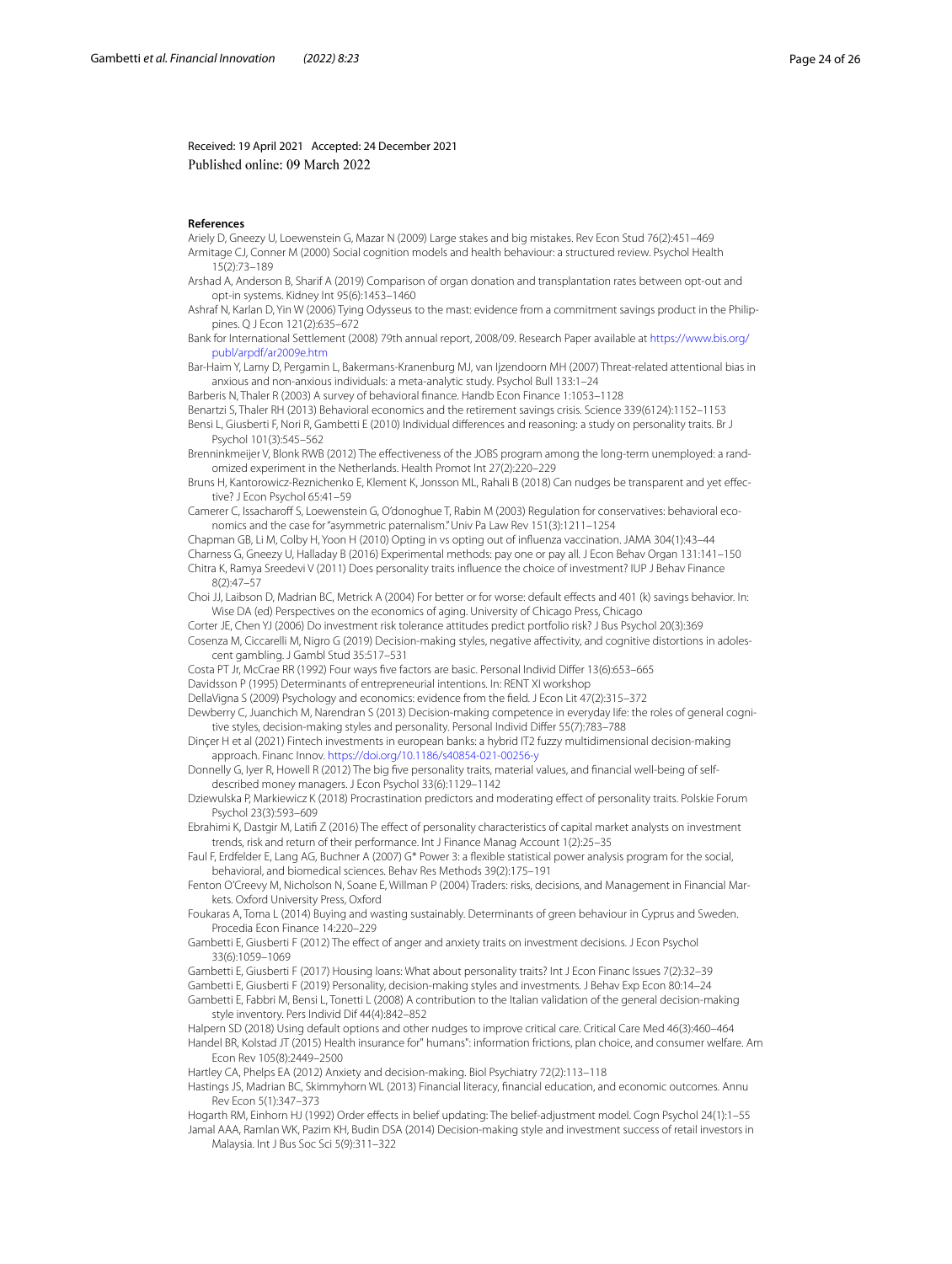Received: 19 April 2021 Accepted: 24 December 2021
Published online: 09 March 2022

**References**

Ariely D, Gneezy U, Loewenstein G, Mazar N (2009) Large stakes and big mistakes. Rev Econ Stud 76(2):451–469

Armitage CJ, Conner M (2000) Social cognition models and health behaviour: a structured review. Psychol Health 15(2):73–189

Arshad A, Anderson B, Sharif A (2019) Comparison of organ donation and transplantation rates between opt-out and opt-in systems. Kidney Int 95(6):1453–1460

Ashraf N, Karlan D, Yin W (2006) Tying Odysseus to the mast: evidence from a commitment savings product in the Philippines. Q J Econ 121(2):635–672

Bank for International Settlement (2008) 79th annual report, 2008/09. Research Paper available at https://www.bis.org/publ/arpdf/ar2009e.htm

Bar-Haim Y, Lamy D, Pergamin L, Bakermans-Kranenburg MJ, van Ijzendoorn MH (2007) Threat-related attentional bias in anxious and non-anxious individuals: a meta-analytic study. Psychol Bull 133:1–24

Barberis N, Thaler R (2003) A survey of behavioral finance. Handb Econ Finance 1:1053–1128

Benartzi S, Thaler RH (2013) Behavioral economics and the retirement savings crisis. Science 339(6124):1152–1153

Bensi L, Giusberti F, Nori R, Gambetti E (2010) Individual differences and reasoning: a study on personality traits. Br J Psychol 101(3):545–562

Brenninkmeijer V, Blonk RWB (2012) The effectiveness of the JOBS program among the long-term unemployed: a randomized experiment in the Netherlands. Health Promot Int 27(2):220–229

Bruns H, Kantorowicz-Reznichenko E, Klement K, Jonsson ML, Rahali B (2018) Can nudges be transparent and yet effective? J Econ Psychol 65:41–59

Camerer C, Issacharoff S, Loewenstein G, O'donoghue T, Rabin M (2003) Regulation for conservatives: behavioral economics and the case for "asymmetric paternalism." Univ Pa Law Rev 151(3):1211–1254

Chapman GB, Li M, Colby H, Yoon H (2010) Opting in vs opting out of influenza vaccination. JAMA 304(1):43–44

Charness G, Gneezy U, Halladay B (2016) Experimental methods: pay one or pay all. J Econ Behav Organ 131:141–150

Chitra K, Ramya Sreedevi V (2011) Does personality traits influence the choice of investment? IUP J Behav Finance 8(2):47–57

Choi JJ, Laibson D, Madrian BC, Metrick A (2004) For better or for worse: default effects and 401 (k) savings behavior. In: Wise DA (ed) Perspectives on the economics of aging. University of Chicago Press, Chicago

Corter JE, Chen YJ (2006) Do investment risk tolerance attitudes predict portfolio risk? J Bus Psychol 20(3):369

Cosenza M, Ciccarelli M, Nigro G (2019) Decision-making styles, negative affectivity, and cognitive distortions in adolescent gambling. J Gambl Stud 35:517–531

Costa PT Jr, McCrae RR (1992) Four ways five factors are basic. Personal Individ Differ 13(6):653–665

Davidsson P (1995) Determinants of entrepreneurial intentions. In: RENT XI workshop

DellaVigna S (2009) Psychology and economics: evidence from the field. J Econ Lit 47(2):315–372

Dewberry C, Juanchich M, Narendran S (2013) Decision-making competence in everyday life: the roles of general cognitive styles, decision-making styles and personality. Personal Individ Differ 55(7):783–788

Dinçer H et al (2021) Fintech investments in european banks: a hybrid IT2 fuzzy multidimensional decision-making approach. Financ Innov. https://doi.org/10.1186/s40854-021-00256-y

Donnelly G, Iyer R, Howell R (2012) The big five personality traits, material values, and financial well-being of self-described money managers. J Econ Psychol 33(6):1129–1142

Dziewulska P, Markiewicz K (2018) Procrastination predictors and moderating effect of personality traits. Polskie Forum Psychol 23(3):593–609

Ebrahimi K, Dastgir M, Latifi Z (2016) The effect of personality characteristics of capital market analysts on investment trends, risk and return of their performance. Int J Finance Manag Account 1(2):25–35

Faul F, Erdfelder E, Lang AG, Buchner A (2007) G* Power 3: a flexible statistical power analysis program for the social, behavioral, and biomedical sciences. Behav Res Methods 39(2):175–191

Fenton O'Creevy M, Nicholson N, Soane E, Willman P (2004) Traders: risks, decisions, and Management in Financial Markets. Oxford University Press, Oxford

Foukaras A, Toma L (2014) Buying and wasting sustainably. Determinants of green behaviour in Cyprus and Sweden. Procedia Econ Finance 14:220–229

Gambetti E, Giusberti F (2012) The effect of anger and anxiety traits on investment decisions. J Econ Psychol 33(6):1059–1069

Gambetti E, Giusberti F (2017) Housing loans: What about personality traits? Int J Econ Financ Issues 7(2):32–39

Gambetti E, Giusberti F (2019) Personality, decision-making styles and investments. J Behav Exp Econ 80:14–24

Gambetti E, Fabbri M, Bensi L, Tonetti L (2008) A contribution to the Italian validation of the general decision-making style inventory. Pers Individ Dif 44(4):842–852

Halpern SD (2018) Using default options and other nudges to improve critical care. Critical Care Med 46(3):460–464

Handel BR, Kolstad JT (2015) Health insurance for" humans": information frictions, plan choice, and consumer welfare. Am Econ Rev 105(8):2449–2500

Hartley CA, Phelps EA (2012) Anxiety and decision-making. Biol Psychiatry 72(2):113–118

Hastings JS, Madrian BC, Skimmyhorn WL (2013) Financial literacy, financial education, and economic outcomes. Annu Rev Econ 5(1):347–373

Hogarth RM, Einhorn HJ (1992) Order effects in belief updating: The belief-adjustment model. Cogn Psychol 24(1):1–55

Jamal AAA, Ramlan WK, Pazim KH, Budin DSA (2014) Decision-making style and investment success of retail investors in Malaysia. Int J Bus Soc Sci 5(9):311–322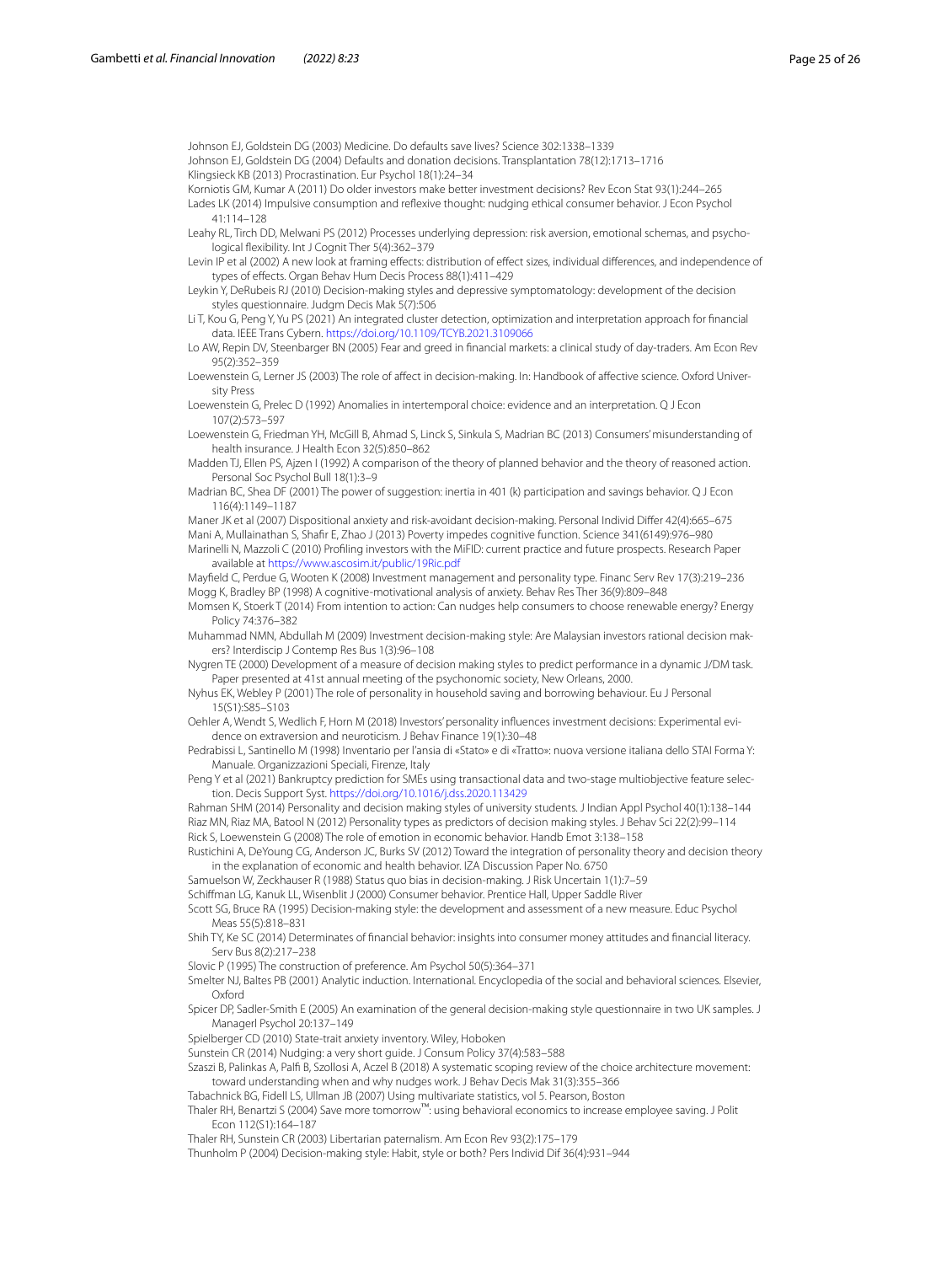Johnson EJ, Goldstein DG (2003) Medicine. Do defaults save lives? Science 302:1338–1339

Johnson EJ, Goldstein DG (2004) Defaults and donation decisions. Transplantation 78(12):1713–1716

Klingsieck KB (2013) Procrastination. Eur Psychol 18(1):24–34

Korniotis GM, Kumar A (2011) Do older investors make better investment decisions? Rev Econ Stat 93(1):244–265

Lades LK (2014) Impulsive consumption and reflexive thought: nudging ethical consumer behavior. J Econ Psychol 41:114–128

Leahy RL, Tirch DD, Melwani PS (2012) Processes underlying depression: risk aversion, emotional schemas, and psychological flexibility. Int J Cognit Ther 5(4):362–379

Levin IP et al (2002) A new look at framing effects: distribution of effect sizes, individual differences, and independence of types of effects. Organ Behav Hum Decis Process 88(1):411–429

Leykin Y, DeRubeis RJ (2010) Decision-making styles and depressive symptomatology: development of the decision styles questionnaire. Judgm Decis Mak 5(7):506

Li T, Kou G, Peng Y, Yu PS (2021) An integrated cluster detection, optimization and interpretation approach for financial data. IEEE Trans Cybern. https://doi.org/10.1109/TCYB.2021.3109066

Lo AW, Repin DV, Steenbarger BN (2005) Fear and greed in financial markets: a clinical study of day-traders. Am Econ Rev 95(2):352–359

Loewenstein G, Lerner JS (2003) The role of affect in decision-making. In: Handbook of affective science. Oxford University Press

Loewenstein G, Prelec D (1992) Anomalies in intertemporal choice: evidence and an interpretation. Q J Econ 107(2):573–597

Loewenstein G, Friedman YH, McGill B, Ahmad S, Linck S, Sinkula S, Madrian BC (2013) Consumers' misunderstanding of health insurance. J Health Econ 32(5):850–862

Madden TJ, Ellen PS, Ajzen I (1992) A comparison of the theory of planned behavior and the theory of reasoned action. Personal Soc Psychol Bull 18(1):3–9

Madrian BC, Shea DF (2001) The power of suggestion: inertia in 401 (k) participation and savings behavior. Q J Econ 116(4):1149–1187

Maner JK et al (2007) Dispositional anxiety and risk-avoidant decision-making. Personal Individ Differ 42(4):665–675

Mani A, Mullainathan S, Shafir E, Zhao J (2013) Poverty impedes cognitive function. Science 341(6149):976–980

Marinelli N, Mazzoli C (2010) Profiling investors with the MiFID: current practice and future prospects. Research Paper available at https://www.ascosim.it/public/19Ric.pdf

Mayfield C, Perdue G, Wooten K (2008) Investment management and personality type. Financ Serv Rev 17(3):219–236

Mogg K, Bradley BP (1998) A cognitive-motivational analysis of anxiety. Behav Res Ther 36(9):809–848

Momsen K, Stoerk T (2014) From intention to action: Can nudges help consumers to choose renewable energy? Energy Policy 74:376–382

Muhammad NMN, Abdullah M (2009) Investment decision-making style: Are Malaysian investors rational decision makers? Interdiscip J Contemp Res Bus 1(3):96–108

Nygren TE (2000) Development of a measure of decision making styles to predict performance in a dynamic J/DM task. Paper presented at 41st annual meeting of the psychonomic society, New Orleans, 2000.

Nyhus EK, Webley P (2001) The role of personality in household saving and borrowing behaviour. Eu J Personal 15(S1):S85–S103

Oehler A, Wendt S, Wedlich F, Horn M (2018) Investors' personality influences investment decisions: Experimental evidence on extraversion and neuroticism. J Behav Finance 19(1):30–48

Pedrabissi L, Santinello M (1998) Inventario per l'ansia di «Stato» e di «Tratto»: nuova versione italiana dello STAI Forma Y: Manuale. Organizzazioni Speciali, Firenze, Italy

Peng Y et al (2021) Bankruptcy prediction for SMEs using transactional data and two-stage multiobjective feature selection. Decis Support Syst. https://doi.org/10.1016/j.dss.2020.113429

Rahman SHM (2014) Personality and decision making styles of university students. J Indian Appl Psychol 40(1):138–144

Riaz MN, Riaz MA, Batool N (2012) Personality types as predictors of decision making styles. J Behav Sci 22(2):99–114

Rick S, Loewenstein G (2008) The role of emotion in economic behavior. Handb Emot 3:138–158

Rustichini A, DeYoung CG, Anderson JC, Burks SV (2012) Toward the integration of personality theory and decision theory in the explanation of economic and health behavior. IZA Discussion Paper No. 6750

Samuelson W, Zeckhauser R (1988) Status quo bias in decision-making. J Risk Uncertain 1(1):7–59

Schiffman LG, Kanuk LL, Wisenblit J (2000) Consumer behavior. Prentice Hall, Upper Saddle River

Scott SG, Bruce RA (1995) Decision-making style: the development and assessment of a new measure. Educ Psychol Meas 55(5):818–831

Shih TY, Ke SC (2014) Determinates of financial behavior: insights into consumer money attitudes and financial literacy. Serv Bus 8(2):217–238

Slovic P (1995) The construction of preference. Am Psychol 50(5):364–371

Smelter NJ, Baltes PB (2001) Analytic induction. International. Encyclopedia of the social and behavioral sciences. Elsevier, Oxford

Spicer DP, Sadler-Smith E (2005) An examination of the general decision-making style questionnaire in two UK samples. J Managerl Psychol 20:137–149

Spielberger CD (2010) State-trait anxiety inventory. Wiley, Hoboken

Sunstein CR (2014) Nudging: a very short guide. J Consum Policy 37(4):583–588

Szaszi B, Palinkas A, Palfi B, Szollosi A, Aczel B (2018) A systematic scoping review of the choice architecture movement: toward understanding when and why nudges work. J Behav Decis Mak 31(3):355–366

Tabachnick BG, Fidell LS, Ullman JB (2007) Using multivariate statistics, vol 5. Pearson, Boston

Thaler RH, Benartzi S (2004) Save more tomorrow™: using behavioral economics to increase employee saving. J Polit Econ 112(S1):164–187

Thaler RH, Sunstein CR (2003) Libertarian paternalism. Am Econ Rev 93(2):175–179

Thunholm P (2004) Decision-making style: Habit, style or both? Pers Individ Dif 36(4):931–944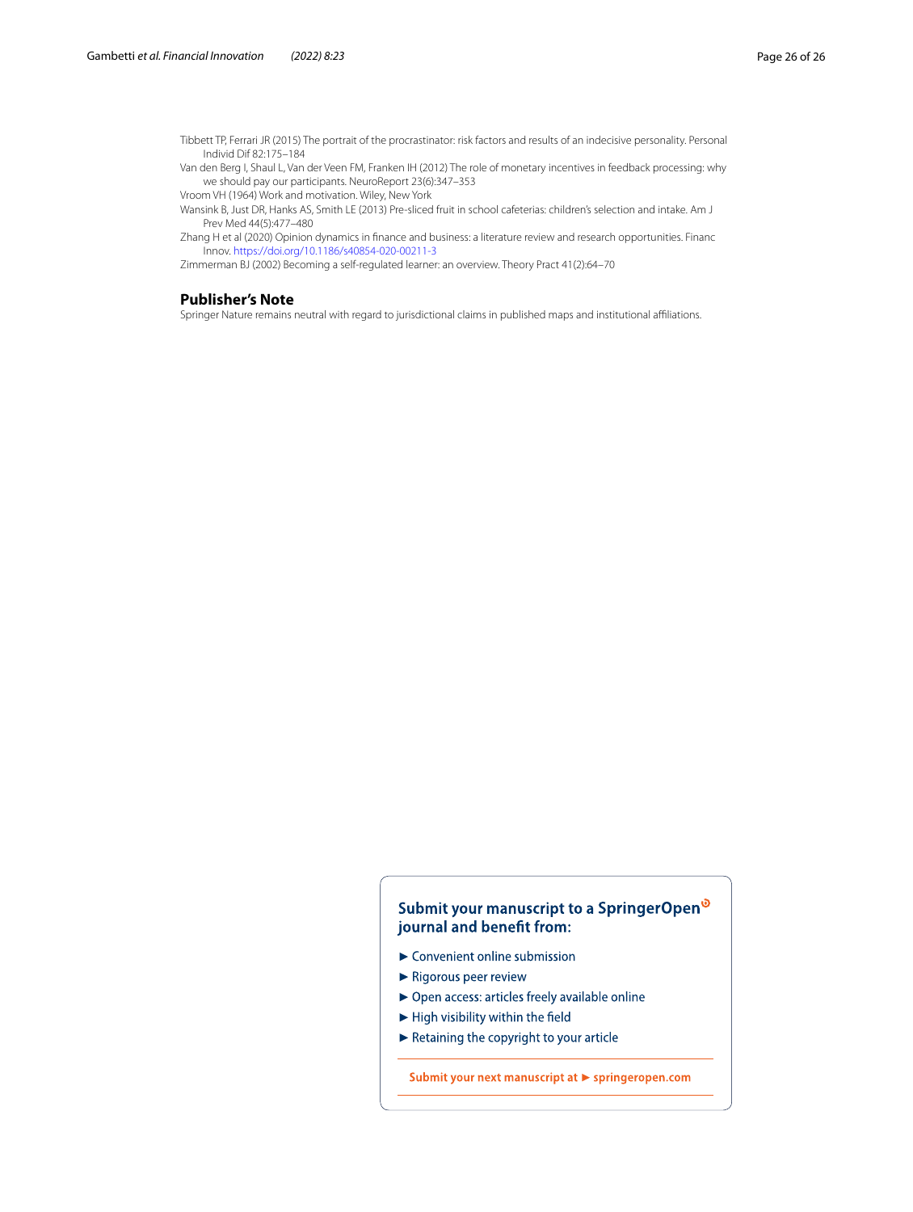Tibbett TP, Ferrari JR (2015) The portrait of the procrastinator: risk factors and results of an indecisive personality. Personal Individ Dif 82:175–184

Van den Berg I, Shaul L, Van der Veen FM, Franken IH (2012) The role of monetary incentives in feedback processing: why we should pay our participants. NeuroReport 23(6):347–353

Vroom VH (1964) Work and motivation. Wiley, New York

Wansink B, Just DR, Hanks AS, Smith LE (2013) Pre-sliced fruit in school cafeterias: children's selection and intake. Am J Prev Med 44(5):477–480

Zhang H et al (2020) Opinion dynamics in finance and business: a literature review and research opportunities. Financ Innov. https://doi.org/10.1186/s40854-020-00211-3

Zimmerman BJ (2002) Becoming a self-regulated learner: an overview. Theory Pract 41(2):64–70

## Publisher's Note

Springer Nature remains neutral with regard to jurisdictional claims in published maps and institutional affiliations.

**Submit your manuscript to a SpringerOpen journal and benefit from:**

- ► Convenient online submission
- ► Rigorous peer review
- ► Open access: articles freely available online
- ► High visibility within the field
- ► Retaining the copyright to your article

**Submit your next manuscript at ► springeropen.com**